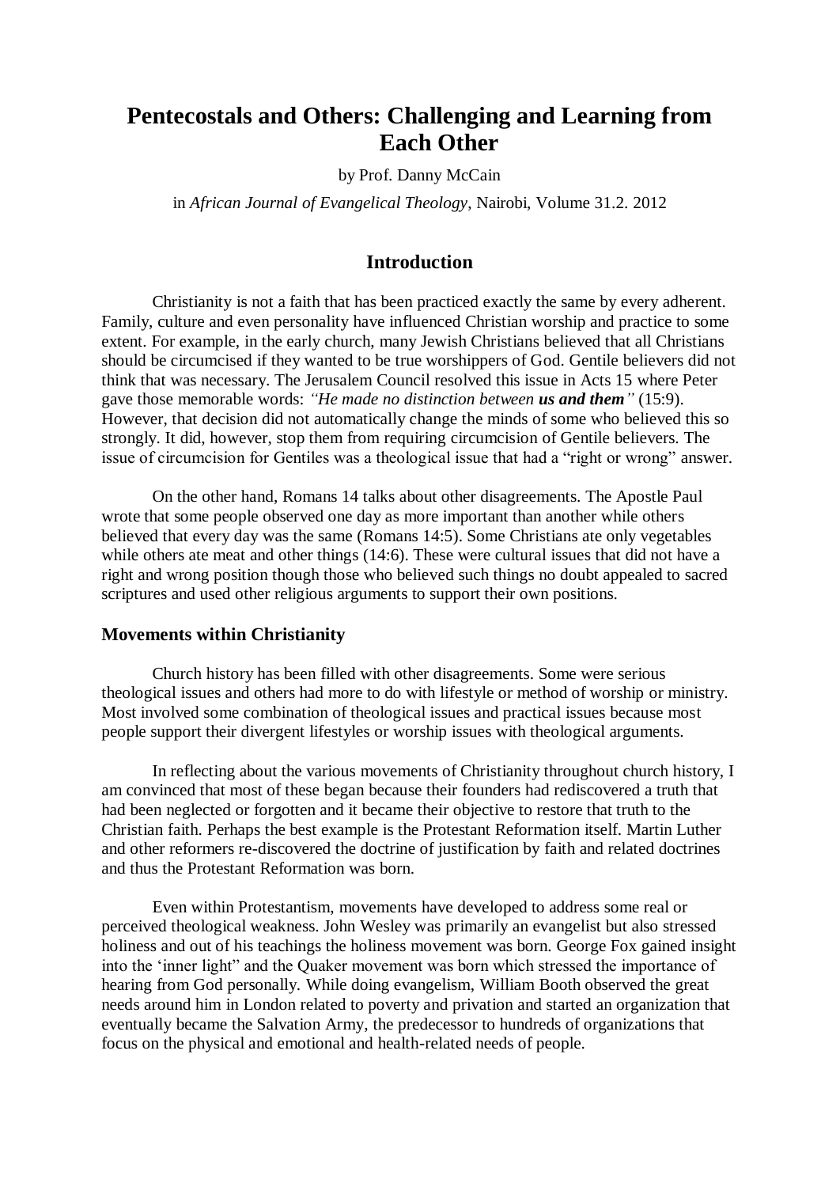# Pentecostals and Others: Challenging and Learning from Each Other

by Prof. Danny McCain

in *African Journal of Evangelical Theology*, Nairobi, Volume 31.2. 2012

## Introduction

Christianity is not a faith that has been practiced exactly the same by every adherent. Family, culture and even personality have influenced Christian worship and practice to some extent. For example, in the early church, many Jewish Christians believed that all Christians should be circumcised if they wanted to be true worshippers of God. Gentile believers did not think that was necessary. The Jerusalem Council resolved this issue in Acts 15 where Peter gave those memorable words: *"He made no distinction between **us and them**"* (15:9). However, that decision did not automatically change the minds of some who believed this so strongly. It did, however, stop them from requiring circumcision of Gentile believers. The issue of circumcision for Gentiles was a theological issue that had a "right or wrong" answer.

On the other hand, Romans 14 talks about other disagreements. The Apostle Paul wrote that some people observed one day as more important than another while others believed that every day was the same (Romans 14:5). Some Christians ate only vegetables while others ate meat and other things (14:6). These were cultural issues that did not have a right and wrong position though those who believed such things no doubt appealed to sacred scriptures and used other religious arguments to support their own positions.

### Movements within Christianity

Church history has been filled with other disagreements. Some were serious theological issues and others had more to do with lifestyle or method of worship or ministry. Most involved some combination of theological issues and practical issues because most people support their divergent lifestyles or worship issues with theological arguments.

In reflecting about the various movements of Christianity throughout church history, I am convinced that most of these began because their founders had rediscovered a truth that had been neglected or forgotten and it became their objective to restore that truth to the Christian faith. Perhaps the best example is the Protestant Reformation itself. Martin Luther and other reformers re-discovered the doctrine of justification by faith and related doctrines and thus the Protestant Reformation was born.

Even within Protestantism, movements have developed to address some real or perceived theological weakness. John Wesley was primarily an evangelist but also stressed holiness and out of his teachings the holiness movement was born. George Fox gained insight into the 'inner light" and the Quaker movement was born which stressed the importance of hearing from God personally. While doing evangelism, William Booth observed the great needs around him in London related to poverty and privation and started an organization that eventually became the Salvation Army, the predecessor to hundreds of organizations that focus on the physical and emotional and health-related needs of people.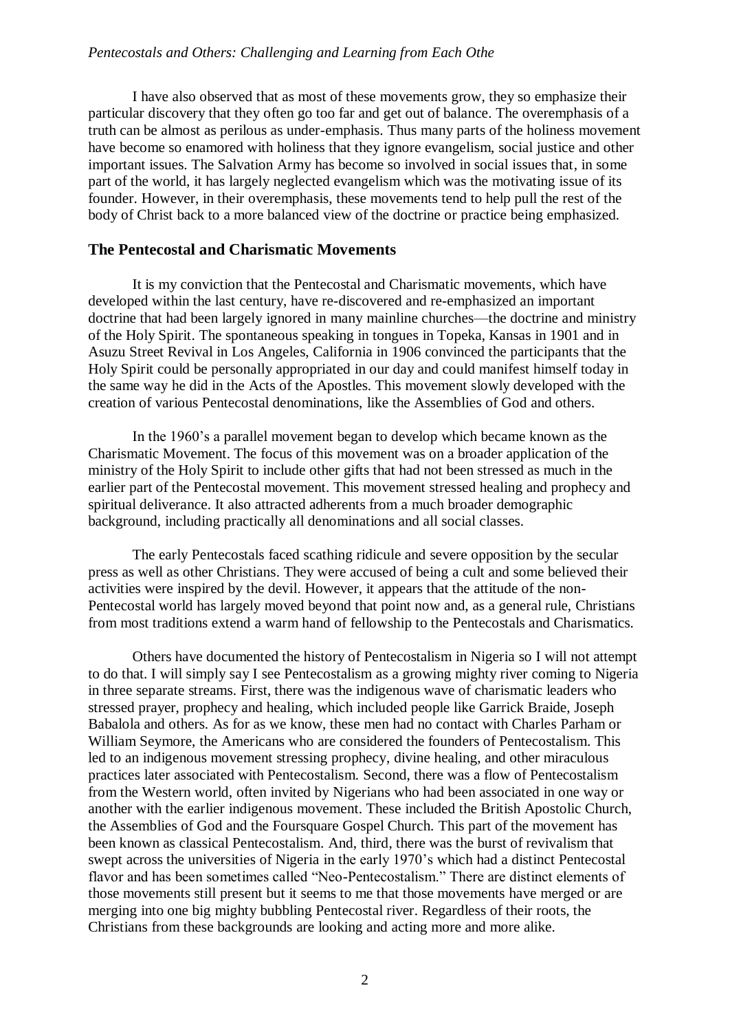I have also observed that as most of these movements grow, they so emphasize their particular discovery that they often go too far and get out of balance. The overemphasis of a truth can be almost as perilous as under-emphasis. Thus many parts of the holiness movement have become so enamored with holiness that they ignore evangelism, social justice and other important issues. The Salvation Army has become so involved in social issues that, in some part of the world, it has largely neglected evangelism which was the motivating issue of its founder. However, in their overemphasis, these movements tend to help pull the rest of the body of Christ back to a more balanced view of the doctrine or practice being emphasized.

## The Pentecostal and Charismatic Movements

It is my conviction that the Pentecostal and Charismatic movements, which have developed within the last century, have re-discovered and re-emphasized an important doctrine that had been largely ignored in many mainline churches—the doctrine and ministry of the Holy Spirit. The spontaneous speaking in tongues in Topeka, Kansas in 1901 and in Asuzu Street Revival in Los Angeles, California in 1906 convinced the participants that the Holy Spirit could be personally appropriated in our day and could manifest himself today in the same way he did in the Acts of the Apostles. This movement slowly developed with the creation of various Pentecostal denominations, like the Assemblies of God and others.

In the 1960's a parallel movement began to develop which became known as the Charismatic Movement. The focus of this movement was on a broader application of the ministry of the Holy Spirit to include other gifts that had not been stressed as much in the earlier part of the Pentecostal movement. This movement stressed healing and prophecy and spiritual deliverance. It also attracted adherents from a much broader demographic background, including practically all denominations and all social classes.

The early Pentecostals faced scathing ridicule and severe opposition by the secular press as well as other Christians. They were accused of being a cult and some believed their activities were inspired by the devil. However, it appears that the attitude of the non-Pentecostal world has largely moved beyond that point now and, as a general rule, Christians from most traditions extend a warm hand of fellowship to the Pentecostals and Charismatics.

Others have documented the history of Pentecostalism in Nigeria so I will not attempt to do that. I will simply say I see Pentecostalism as a growing mighty river coming to Nigeria in three separate streams. First, there was the indigenous wave of charismatic leaders who stressed prayer, prophecy and healing, which included people like Garrick Braide, Joseph Babalola and others. As for as we know, these men had no contact with Charles Parham or William Seymore, the Americans who are considered the founders of Pentecostalism. This led to an indigenous movement stressing prophecy, divine healing, and other miraculous practices later associated with Pentecostalism. Second, there was a flow of Pentecostalism from the Western world, often invited by Nigerians who had been associated in one way or another with the earlier indigenous movement. These included the British Apostolic Church, the Assemblies of God and the Foursquare Gospel Church. This part of the movement has been known as classical Pentecostalism. And, third, there was the burst of revivalism that swept across the universities of Nigeria in the early 1970's which had a distinct Pentecostal flavor and has been sometimes called "Neo-Pentecostalism." There are distinct elements of those movements still present but it seems to me that those movements have merged or are merging into one big mighty bubbling Pentecostal river. Regardless of their roots, the Christians from these backgrounds are looking and acting more and more alike.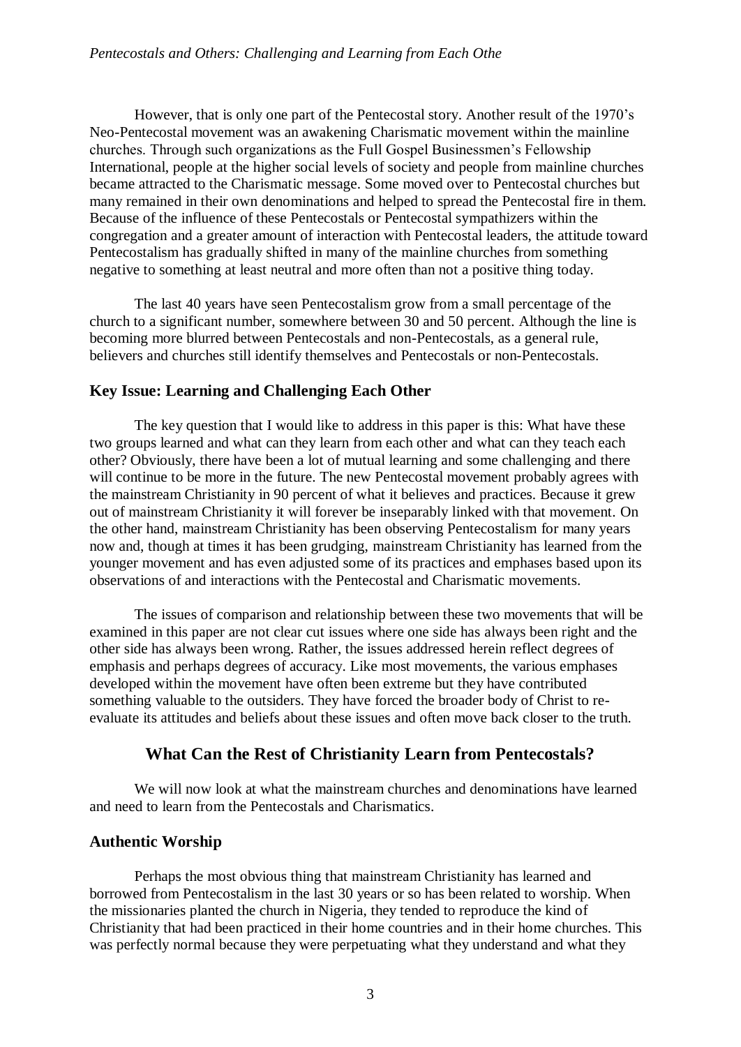However, that is only one part of the Pentecostal story. Another result of the 1970's Neo-Pentecostal movement was an awakening Charismatic movement within the mainline churches. Through such organizations as the Full Gospel Businessmen's Fellowship International, people at the higher social levels of society and people from mainline churches became attracted to the Charismatic message. Some moved over to Pentecostal churches but many remained in their own denominations and helped to spread the Pentecostal fire in them. Because of the influence of these Pentecostals or Pentecostal sympathizers within the congregation and a greater amount of interaction with Pentecostal leaders, the attitude toward Pentecostalism has gradually shifted in many of the mainline churches from something negative to something at least neutral and more often than not a positive thing today.

The last 40 years have seen Pentecostalism grow from a small percentage of the church to a significant number, somewhere between 30 and 50 percent. Although the line is becoming more blurred between Pentecostals and non-Pentecostals, as a general rule, believers and churches still identify themselves and Pentecostals or non-Pentecostals.

### Key Issue: Learning and Challenging Each Other

The key question that I would like to address in this paper is this: What have these two groups learned and what can they learn from each other and what can they teach each other? Obviously, there have been a lot of mutual learning and some challenging and there will continue to be more in the future. The new Pentecostal movement probably agrees with the mainstream Christianity in 90 percent of what it believes and practices. Because it grew out of mainstream Christianity it will forever be inseparably linked with that movement. On the other hand, mainstream Christianity has been observing Pentecostalism for many years now and, though at times it has been grudging, mainstream Christianity has learned from the younger movement and has even adjusted some of its practices and emphases based upon its observations of and interactions with the Pentecostal and Charismatic movements.

The issues of comparison and relationship between these two movements that will be examined in this paper are not clear cut issues where one side has always been right and the other side has always been wrong. Rather, the issues addressed herein reflect degrees of emphasis and perhaps degrees of accuracy. Like most movements, the various emphases developed within the movement have often been extreme but they have contributed something valuable to the outsiders. They have forced the broader body of Christ to re-evaluate its attitudes and beliefs about these issues and often move back closer to the truth.

## What Can the Rest of Christianity Learn from Pentecostals?

We will now look at what the mainstream churches and denominations have learned and need to learn from the Pentecostals and Charismatics.

### Authentic Worship

Perhaps the most obvious thing that mainstream Christianity has learned and borrowed from Pentecostalism in the last 30 years or so has been related to worship. When the missionaries planted the church in Nigeria, they tended to reproduce the kind of Christianity that had been practiced in their home countries and in their home churches. This was perfectly normal because they were perpetuating what they understand and what they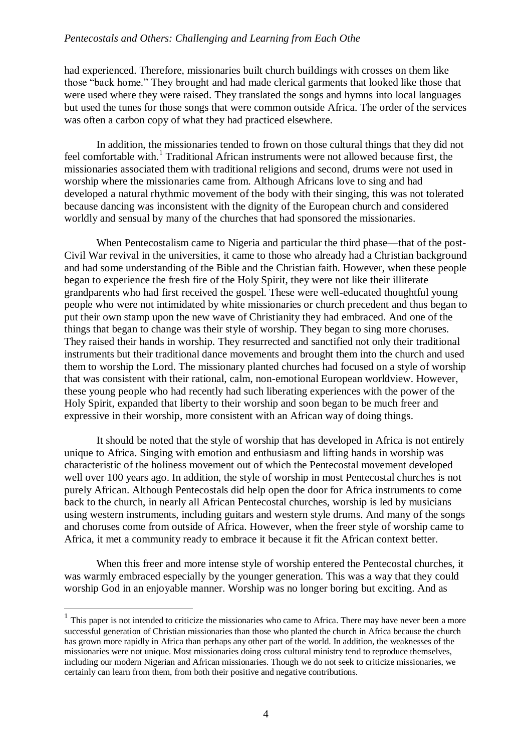had experienced. Therefore, missionaries built church buildings with crosses on them like those "back home." They brought and had made clerical garments that looked like those that were used where they were raised. They translated the songs and hymns into local languages but used the tunes for those songs that were common outside Africa. The order of the services was often a carbon copy of what they had practiced elsewhere.

In addition, the missionaries tended to frown on those cultural things that they did not feel comfortable with.[1] Traditional African instruments were not allowed because first, the missionaries associated them with traditional religions and second, drums were not used in worship where the missionaries came from. Although Africans love to sing and had developed a natural rhythmic movement of the body with their singing, this was not tolerated because dancing was inconsistent with the dignity of the European church and considered worldly and sensual by many of the churches that had sponsored the missionaries.

When Pentecostalism came to Nigeria and particular the third phase—that of the post-Civil War revival in the universities, it came to those who already had a Christian background and had some understanding of the Bible and the Christian faith. However, when these people began to experience the fresh fire of the Holy Spirit, they were not like their illiterate grandparents who had first received the gospel. These were well-educated thoughtful young people who were not intimidated by white missionaries or church precedent and thus began to put their own stamp upon the new wave of Christianity they had embraced. And one of the things that began to change was their style of worship. They began to sing more choruses. They raised their hands in worship. They resurrected and sanctified not only their traditional instruments but their traditional dance movements and brought them into the church and used them to worship the Lord. The missionary planted churches had focused on a style of worship that was consistent with their rational, calm, non-emotional European worldview. However, these young people who had recently had such liberating experiences with the power of the Holy Spirit, expanded that liberty to their worship and soon began to be much freer and expressive in their worship, more consistent with an African way of doing things.

It should be noted that the style of worship that has developed in Africa is not entirely unique to Africa. Singing with emotion and enthusiasm and lifting hands in worship was characteristic of the holiness movement out of which the Pentecostal movement developed well over 100 years ago. In addition, the style of worship in most Pentecostal churches is not purely African. Although Pentecostals did help open the door for Africa instruments to come back to the church, in nearly all African Pentecostal churches, worship is led by musicians using western instruments, including guitars and western style drums. And many of the songs and choruses come from outside of Africa. However, when the freer style of worship came to Africa, it met a community ready to embrace it because it fit the African context better.

When this freer and more intense style of worship entered the Pentecostal churches, it was warmly embraced especially by the younger generation. This was a way that they could worship God in an enjoyable manner. Worship was no longer boring but exciting. And as

[1] This paper is not intended to criticize the missionaries who came to Africa. There may have never been a more successful generation of Christian missionaries than those who planted the church in Africa because the church has grown more rapidly in Africa than perhaps any other part of the world. In addition, the weaknesses of the missionaries were not unique. Most missionaries doing cross cultural ministry tend to reproduce themselves, including our modern Nigerian and African missionaries. Though we do not seek to criticize missionaries, we certainly can learn from them, from both their positive and negative contributions.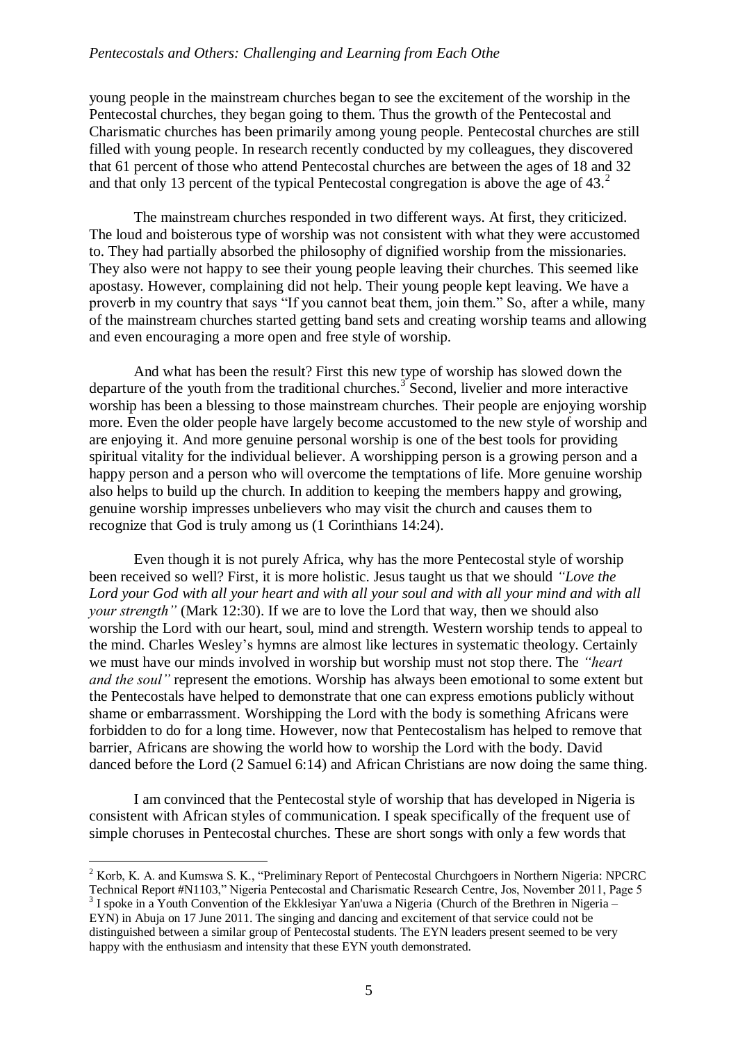young people in the mainstream churches began to see the excitement of the worship in the Pentecostal churches, they began going to them. Thus the growth of the Pentecostal and Charismatic churches has been primarily among young people. Pentecostal churches are still filled with young people. In research recently conducted by my colleagues, they discovered that 61 percent of those who attend Pentecostal churches are between the ages of 18 and 32 and that only 13 percent of the typical Pentecostal congregation is above the age of 43.[2]

The mainstream churches responded in two different ways. At first, they criticized. The loud and boisterous type of worship was not consistent with what they were accustomed to. They had partially absorbed the philosophy of dignified worship from the missionaries. They also were not happy to see their young people leaving their churches. This seemed like apostasy. However, complaining did not help. Their young people kept leaving. We have a proverb in my country that says "If you cannot beat them, join them." So, after a while, many of the mainstream churches started getting band sets and creating worship teams and allowing and even encouraging a more open and free style of worship.

And what has been the result? First this new type of worship has slowed down the departure of the youth from the traditional churches.[3] Second, livelier and more interactive worship has been a blessing to those mainstream churches. Their people are enjoying worship more. Even the older people have largely become accustomed to the new style of worship and are enjoying it. And more genuine personal worship is one of the best tools for providing spiritual vitality for the individual believer. A worshipping person is a growing person and a happy person and a person who will overcome the temptations of life. More genuine worship also helps to build up the church. In addition to keeping the members happy and growing, genuine worship impresses unbelievers who may visit the church and causes them to recognize that God is truly among us (1 Corinthians 14:24).

Even though it is not purely Africa, why has the more Pentecostal style of worship been received so well? First, it is more holistic. Jesus taught us that we should *"Love the Lord your God with all your heart and with all your soul and with all your mind and with all your strength"* (Mark 12:30). If we are to love the Lord that way, then we should also worship the Lord with our heart, soul, mind and strength. Western worship tends to appeal to the mind. Charles Wesley's hymns are almost like lectures in systematic theology. Certainly we must have our minds involved in worship but worship must not stop there. The *"heart and the soul"* represent the emotions. Worship has always been emotional to some extent but the Pentecostals have helped to demonstrate that one can express emotions publicly without shame or embarrassment. Worshipping the Lord with the body is something Africans were forbidden to do for a long time. However, now that Pentecostalism has helped to remove that barrier, Africans are showing the world how to worship the Lord with the body. David danced before the Lord (2 Samuel 6:14) and African Christians are now doing the same thing.

I am convinced that the Pentecostal style of worship that has developed in Nigeria is consistent with African styles of communication. I speak specifically of the frequent use of simple choruses in Pentecostal churches. These are short songs with only a few words that

---

[2] Korb, K. A. and Kumswa S. K., "Preliminary Report of Pentecostal Churchgoers in Northern Nigeria: NPCRC Technical Report #N1103," Nigeria Pentecostal and Charismatic Research Centre, Jos, November 2011, Page 5

[3] I spoke in a Youth Convention of the Ekklesiyar Yan'uwa a Nigeria (Church of the Brethren in Nigeria – EYN) in Abuja on 17 June 2011. The singing and dancing and excitement of that service could not be distinguished between a similar group of Pentecostal students. The EYN leaders present seemed to be very happy with the enthusiasm and intensity that these EYN youth demonstrated.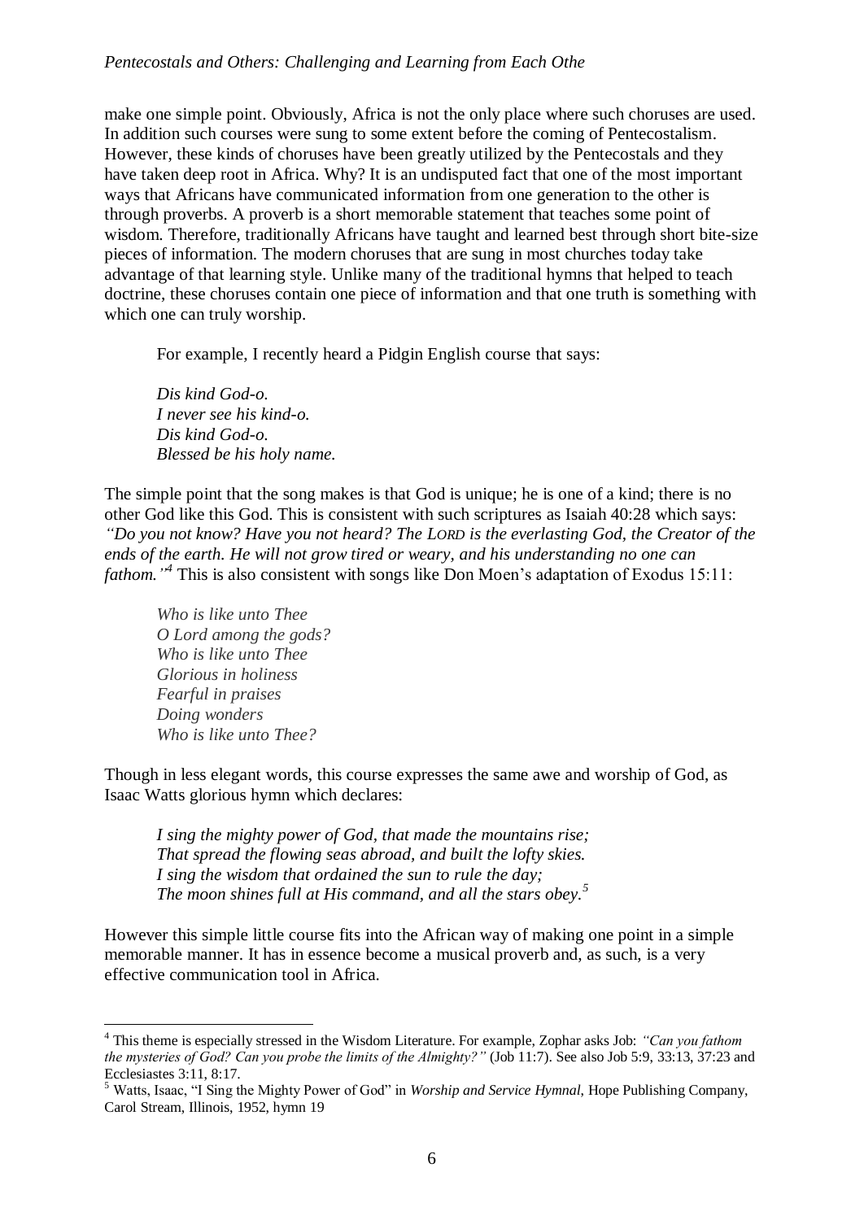make one simple point. Obviously, Africa is not the only place where such choruses are used. In addition such courses were sung to some extent before the coming of Pentecostalism. However, these kinds of choruses have been greatly utilized by the Pentecostals and they have taken deep root in Africa. Why? It is an undisputed fact that one of the most important ways that Africans have communicated information from one generation to the other is through proverbs. A proverb is a short memorable statement that teaches some point of wisdom. Therefore, traditionally Africans have taught and learned best through short bite-size pieces of information. The modern choruses that are sung in most churches today take advantage of that learning style. Unlike many of the traditional hymns that helped to teach doctrine, these choruses contain one piece of information and that one truth is something with which one can truly worship.

For example, I recently heard a Pidgin English course that says:

*Dis kind God-o.*
*I never see his kind-o.*
*Dis kind God-o.*
*Blessed be his holy name.*

The simple point that the song makes is that God is unique; he is one of a kind; there is no other God like this God. This is consistent with such scriptures as Isaiah 40:28 which says: *"Do you not know? Have you not heard? The LORD is the everlasting God, the Creator of the ends of the earth. He will not grow tired or weary, and his understanding no one can fathom."*[4] This is also consistent with songs like Don Moen's adaptation of Exodus 15:11:

*Who is like unto Thee*
*O Lord among the gods?*
*Who is like unto Thee*
*Glorious in holiness*
*Fearful in praises*
*Doing wonders*
*Who is like unto Thee?*

Though in less elegant words, this course expresses the same awe and worship of God, as Isaac Watts glorious hymn which declares:

*I sing the mighty power of God, that made the mountains rise;*
*That spread the flowing seas abroad, and built the lofty skies.*
*I sing the wisdom that ordained the sun to rule the day;*
*The moon shines full at His command, and all the stars obey.*[5]

However this simple little course fits into the African way of making one point in a simple memorable manner. It has in essence become a musical proverb and, as such, is a very effective communication tool in Africa.

---

[4] This theme is especially stressed in the Wisdom Literature. For example, Zophar asks Job: *"Can you fathom the mysteries of God? Can you probe the limits of the Almighty?"* (Job 11:7). See also Job 5:9, 33:13, 37:23 and Ecclesiastes 3:11, 8:17.

[5] Watts, Isaac, "I Sing the Mighty Power of God" in *Worship and Service Hymnal,* Hope Publishing Company, Carol Stream, Illinois, 1952, hymn 19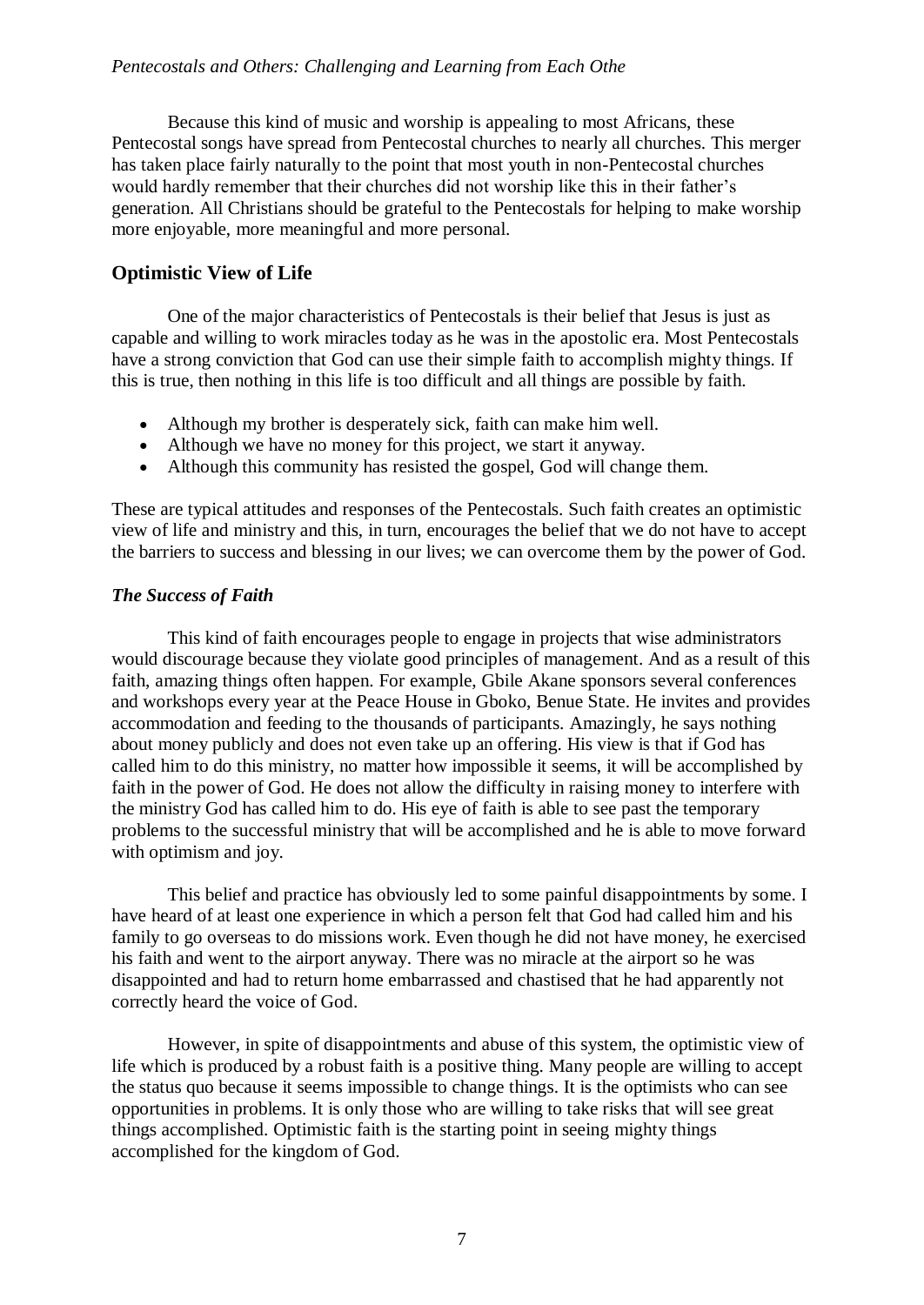Because this kind of music and worship is appealing to most Africans, these Pentecostal songs have spread from Pentecostal churches to nearly all churches. This merger has taken place fairly naturally to the point that most youth in non-Pentecostal churches would hardly remember that their churches did not worship like this in their father's generation. All Christians should be grateful to the Pentecostals for helping to make worship more enjoyable, more meaningful and more personal.

## Optimistic View of Life

One of the major characteristics of Pentecostals is their belief that Jesus is just as capable and willing to work miracles today as he was in the apostolic era. Most Pentecostals have a strong conviction that God can use their simple faith to accomplish mighty things. If this is true, then nothing in this life is too difficult and all things are possible by faith.

- Although my brother is desperately sick, faith can make him well.
- Although we have no money for this project, we start it anyway.
- Although this community has resisted the gospel, God will change them.

These are typical attitudes and responses of the Pentecostals. Such faith creates an optimistic view of life and ministry and this, in turn, encourages the belief that we do not have to accept the barriers to success and blessing in our lives; we can overcome them by the power of God.

### *The Success of Faith*

This kind of faith encourages people to engage in projects that wise administrators would discourage because they violate good principles of management. And as a result of this faith, amazing things often happen. For example, Gbile Akane sponsors several conferences and workshops every year at the Peace House in Gboko, Benue State. He invites and provides accommodation and feeding to the thousands of participants. Amazingly, he says nothing about money publicly and does not even take up an offering. His view is that if God has called him to do this ministry, no matter how impossible it seems, it will be accomplished by faith in the power of God. He does not allow the difficulty in raising money to interfere with the ministry God has called him to do. His eye of faith is able to see past the temporary problems to the successful ministry that will be accomplished and he is able to move forward with optimism and joy.

This belief and practice has obviously led to some painful disappointments by some. I have heard of at least one experience in which a person felt that God had called him and his family to go overseas to do missions work. Even though he did not have money, he exercised his faith and went to the airport anyway. There was no miracle at the airport so he was disappointed and had to return home embarrassed and chastised that he had apparently not correctly heard the voice of God.

However, in spite of disappointments and abuse of this system, the optimistic view of life which is produced by a robust faith is a positive thing. Many people are willing to accept the status quo because it seems impossible to change things. It is the optimists who can see opportunities in problems. It is only those who are willing to take risks that will see great things accomplished. Optimistic faith is the starting point in seeing mighty things accomplished for the kingdom of God.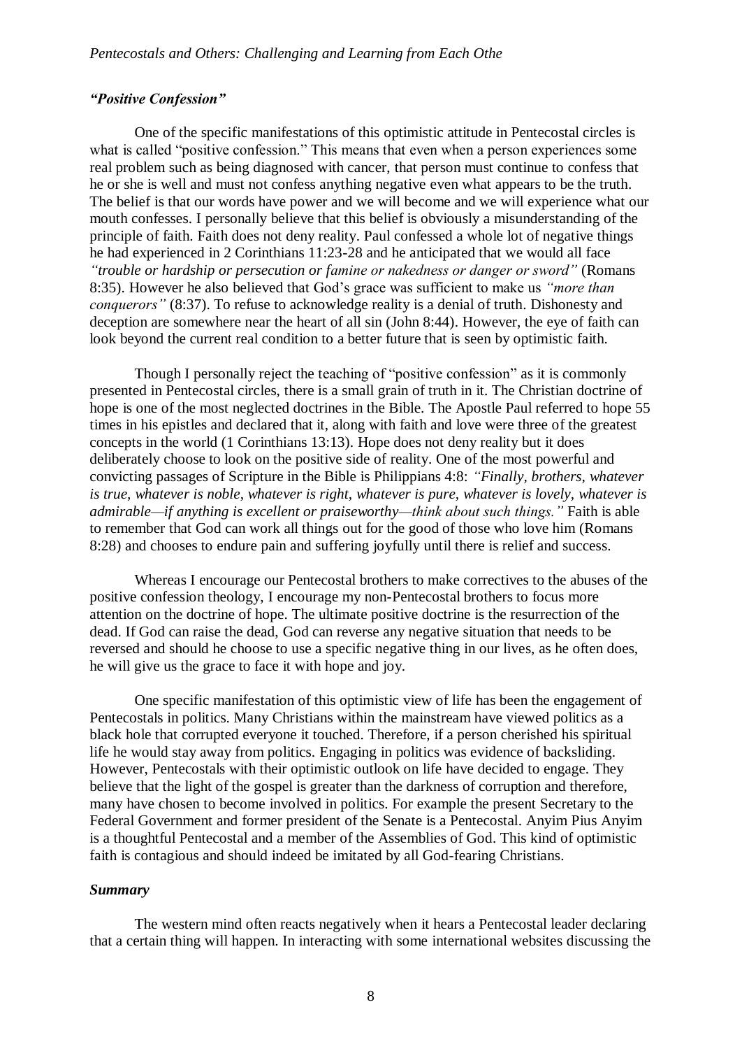### *"Positive Confession"*

One of the specific manifestations of this optimistic attitude in Pentecostal circles is what is called "positive confession." This means that even when a person experiences some real problem such as being diagnosed with cancer, that person must continue to confess that he or she is well and must not confess anything negative even what appears to be the truth. The belief is that our words have power and we will become and we will experience what our mouth confesses. I personally believe that this belief is obviously a misunderstanding of the principle of faith. Faith does not deny reality. Paul confessed a whole lot of negative things he had experienced in 2 Corinthians 11:23-28 and he anticipated that we would all face *"trouble or hardship or persecution or famine or nakedness or danger or sword"* (Romans 8:35). However he also believed that God's grace was sufficient to make us *"more than conquerors"* (8:37). To refuse to acknowledge reality is a denial of truth. Dishonesty and deception are somewhere near the heart of all sin (John 8:44). However, the eye of faith can look beyond the current real condition to a better future that is seen by optimistic faith.

Though I personally reject the teaching of "positive confession" as it is commonly presented in Pentecostal circles, there is a small grain of truth in it. The Christian doctrine of hope is one of the most neglected doctrines in the Bible. The Apostle Paul referred to hope 55 times in his epistles and declared that it, along with faith and love were three of the greatest concepts in the world (1 Corinthians 13:13). Hope does not deny reality but it does deliberately choose to look on the positive side of reality. One of the most powerful and convicting passages of Scripture in the Bible is Philippians 4:8: *"Finally, brothers, whatever is true, whatever is noble, whatever is right, whatever is pure, whatever is lovely, whatever is admirable—if anything is excellent or praiseworthy—think about such things."* Faith is able to remember that God can work all things out for the good of those who love him (Romans 8:28) and chooses to endure pain and suffering joyfully until there is relief and success.

Whereas I encourage our Pentecostal brothers to make correctives to the abuses of the positive confession theology, I encourage my non-Pentecostal brothers to focus more attention on the doctrine of hope. The ultimate positive doctrine is the resurrection of the dead. If God can raise the dead, God can reverse any negative situation that needs to be reversed and should he choose to use a specific negative thing in our lives, as he often does, he will give us the grace to face it with hope and joy.

One specific manifestation of this optimistic view of life has been the engagement of Pentecostals in politics. Many Christians within the mainstream have viewed politics as a black hole that corrupted everyone it touched. Therefore, if a person cherished his spiritual life he would stay away from politics. Engaging in politics was evidence of backsliding. However, Pentecostals with their optimistic outlook on life have decided to engage. They believe that the light of the gospel is greater than the darkness of corruption and therefore, many have chosen to become involved in politics. For example the present Secretary to the Federal Government and former president of the Senate is a Pentecostal. Anyim Pius Anyim is a thoughtful Pentecostal and a member of the Assemblies of God. This kind of optimistic faith is contagious and should indeed be imitated by all God-fearing Christians.

### *Summary*

The western mind often reacts negatively when it hears a Pentecostal leader declaring that a certain thing will happen. In interacting with some international websites discussing the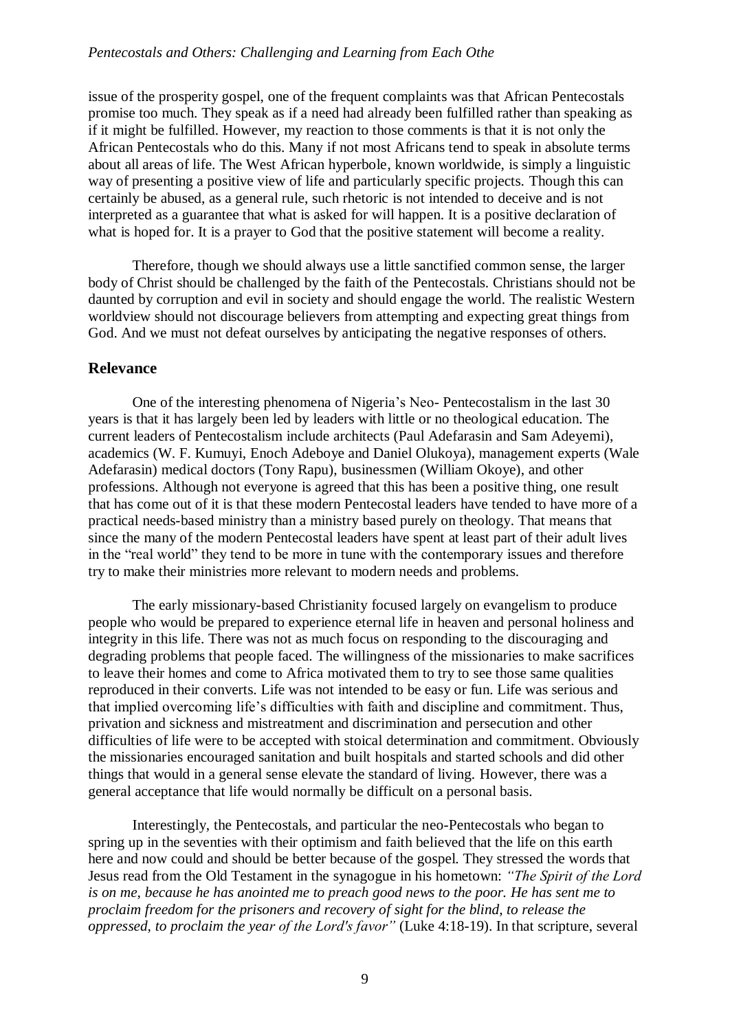issue of the prosperity gospel, one of the frequent complaints was that African Pentecostals promise too much. They speak as if a need had already been fulfilled rather than speaking as if it might be fulfilled. However, my reaction to those comments is that it is not only the African Pentecostals who do this. Many if not most Africans tend to speak in absolute terms about all areas of life. The West African hyperbole, known worldwide, is simply a linguistic way of presenting a positive view of life and particularly specific projects. Though this can certainly be abused, as a general rule, such rhetoric is not intended to deceive and is not interpreted as a guarantee that what is asked for will happen. It is a positive declaration of what is hoped for. It is a prayer to God that the positive statement will become a reality.

Therefore, though we should always use a little sanctified common sense, the larger body of Christ should be challenged by the faith of the Pentecostals. Christians should not be daunted by corruption and evil in society and should engage the world. The realistic Western worldview should not discourage believers from attempting and expecting great things from God. And we must not defeat ourselves by anticipating the negative responses of others.

## Relevance

One of the interesting phenomena of Nigeria's Neo- Pentecostalism in the last 30 years is that it has largely been led by leaders with little or no theological education. The current leaders of Pentecostalism include architects (Paul Adefarasin and Sam Adeyemi), academics (W. F. Kumuyi, Enoch Adeboye and Daniel Olukoya), management experts (Wale Adefarasin) medical doctors (Tony Rapu), businessmen (William Okoye), and other professions. Although not everyone is agreed that this has been a positive thing, one result that has come out of it is that these modern Pentecostal leaders have tended to have more of a practical needs-based ministry than a ministry based purely on theology. That means that since the many of the modern Pentecostal leaders have spent at least part of their adult lives in the "real world" they tend to be more in tune with the contemporary issues and therefore try to make their ministries more relevant to modern needs and problems.

The early missionary-based Christianity focused largely on evangelism to produce people who would be prepared to experience eternal life in heaven and personal holiness and integrity in this life. There was not as much focus on responding to the discouraging and degrading problems that people faced. The willingness of the missionaries to make sacrifices to leave their homes and come to Africa motivated them to try to see those same qualities reproduced in their converts. Life was not intended to be easy or fun. Life was serious and that implied overcoming life's difficulties with faith and discipline and commitment. Thus, privation and sickness and mistreatment and discrimination and persecution and other difficulties of life were to be accepted with stoical determination and commitment. Obviously the missionaries encouraged sanitation and built hospitals and started schools and did other things that would in a general sense elevate the standard of living. However, there was a general acceptance that life would normally be difficult on a personal basis.

Interestingly, the Pentecostals, and particular the neo-Pentecostals who began to spring up in the seventies with their optimism and faith believed that the life on this earth here and now could and should be better because of the gospel. They stressed the words that Jesus read from the Old Testament in the synagogue in his hometown: *"The Spirit of the Lord is on me, because he has anointed me to preach good news to the poor. He has sent me to proclaim freedom for the prisoners and recovery of sight for the blind, to release the oppressed, to proclaim the year of the Lord's favor"* (Luke 4:18-19). In that scripture, several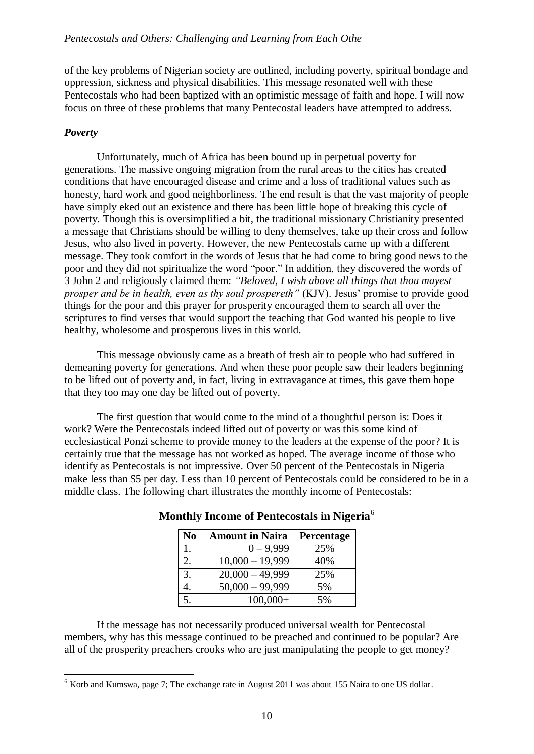of the key problems of Nigerian society are outlined, including poverty, spiritual bondage and oppression, sickness and physical disabilities. This message resonated well with these Pentecostals who had been baptized with an optimistic message of faith and hope. I will now focus on three of these problems that many Pentecostal leaders have attempted to address.

### *Poverty*

Unfortunately, much of Africa has been bound up in perpetual poverty for generations. The massive ongoing migration from the rural areas to the cities has created conditions that have encouraged disease and crime and a loss of traditional values such as honesty, hard work and good neighborliness. The end result is that the vast majority of people have simply eked out an existence and there has been little hope of breaking this cycle of poverty. Though this is oversimplified a bit, the traditional missionary Christianity presented a message that Christians should be willing to deny themselves, take up their cross and follow Jesus, who also lived in poverty. However, the new Pentecostals came up with a different message. They took comfort in the words of Jesus that he had come to bring good news to the poor and they did not spiritualize the word "poor." In addition, they discovered the words of 3 John 2 and religiously claimed them: *"Beloved, I wish above all things that thou mayest prosper and be in health, even as thy soul prospereth"* (KJV). Jesus' promise to provide good things for the poor and this prayer for prosperity encouraged them to search all over the scriptures to find verses that would support the teaching that God wanted his people to live healthy, wholesome and prosperous lives in this world.

This message obviously came as a breath of fresh air to people who had suffered in demeaning poverty for generations. And when these poor people saw their leaders beginning to be lifted out of poverty and, in fact, living in extravagance at times, this gave them hope that they too may one day be lifted out of poverty.

The first question that would come to the mind of a thoughtful person is: Does it work? Were the Pentecostals indeed lifted out of poverty or was this some kind of ecclesiastical Ponzi scheme to provide money to the leaders at the expense of the poor? It is certainly true that the message has not worked as hoped. The average income of those who identify as Pentecostals is not impressive. Over 50 percent of the Pentecostals in Nigeria make less than $5 per day. Less than 10 percent of Pentecostals could be considered to be in a middle class. The following chart illustrates the monthly income of Pentecostals:

**Monthly Income of Pentecostals in Nigeria**[6]

| No | Amount in Naira | Percentage |
|---|---|---|
| 1. | 0 – 9,999 | 25% |
| 2. | 10,000 – 19,999 | 40% |
| 3. | 20,000 – 49,999 | 25% |
| 4. | 50,000 – 99,999 | 5% |
| 5. | 100,000+ | 5% |

If the message has not necessarily produced universal wealth for Pentecostal members, why has this message continued to be preached and continued to be popular? Are all of the prosperity preachers crooks who are just manipulating the people to get money?

[6] Korb and Kumswa, page 7; The exchange rate in August 2011 was about 155 Naira to one US dollar.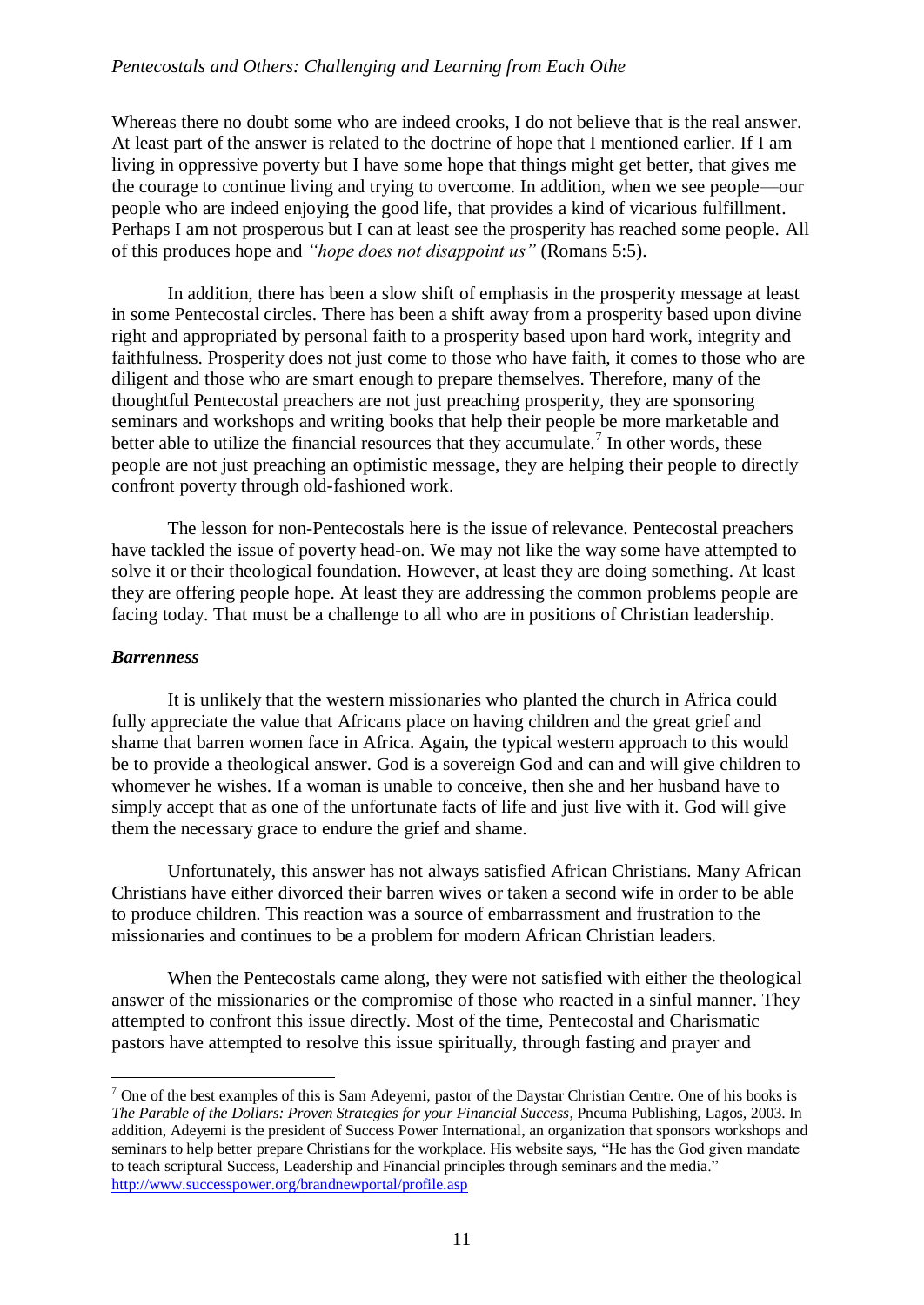Whereas there no doubt some who are indeed crooks, I do not believe that is the real answer. At least part of the answer is related to the doctrine of hope that I mentioned earlier. If I am living in oppressive poverty but I have some hope that things might get better, that gives me the courage to continue living and trying to overcome. In addition, when we see people—our people who are indeed enjoying the good life, that provides a kind of vicarious fulfillment. Perhaps I am not prosperous but I can at least see the prosperity has reached some people. All of this produces hope and *"hope does not disappoint us"* (Romans 5:5).

In addition, there has been a slow shift of emphasis in the prosperity message at least in some Pentecostal circles. There has been a shift away from a prosperity based upon divine right and appropriated by personal faith to a prosperity based upon hard work, integrity and faithfulness. Prosperity does not just come to those who have faith, it comes to those who are diligent and those who are smart enough to prepare themselves. Therefore, many of the thoughtful Pentecostal preachers are not just preaching prosperity, they are sponsoring seminars and workshops and writing books that help their people be more marketable and better able to utilize the financial resources that they accumulate.[7] In other words, these people are not just preaching an optimistic message, they are helping their people to directly confront poverty through old-fashioned work.

The lesson for non-Pentecostals here is the issue of relevance. Pentecostal preachers have tackled the issue of poverty head-on. We may not like the way some have attempted to solve it or their theological foundation. However, at least they are doing something. At least they are offering people hope. At least they are addressing the common problems people are facing today. That must be a challenge to all who are in positions of Christian leadership.

### *Barrenness*

It is unlikely that the western missionaries who planted the church in Africa could fully appreciate the value that Africans place on having children and the great grief and shame that barren women face in Africa. Again, the typical western approach to this would be to provide a theological answer. God is a sovereign God and can and will give children to whomever he wishes. If a woman is unable to conceive, then she and her husband have to simply accept that as one of the unfortunate facts of life and just live with it. God will give them the necessary grace to endure the grief and shame.

Unfortunately, this answer has not always satisfied African Christians. Many African Christians have either divorced their barren wives or taken a second wife in order to be able to produce children. This reaction was a source of embarrassment and frustration to the missionaries and continues to be a problem for modern African Christian leaders.

When the Pentecostals came along, they were not satisfied with either the theological answer of the missionaries or the compromise of those who reacted in a sinful manner. They attempted to confront this issue directly. Most of the time, Pentecostal and Charismatic pastors have attempted to resolve this issue spiritually, through fasting and prayer and

---

[7] One of the best examples of this is Sam Adeyemi, pastor of the Daystar Christian Centre. One of his books is *The Parable of the Dollars: Proven Strategies for your Financial Success*, Pneuma Publishing, Lagos, 2003. In addition, Adeyemi is the president of Success Power International, an organization that sponsors workshops and seminars to help better prepare Christians for the workplace. His website says, "He has the God given mandate to teach scriptural Success, Leadership and Financial principles through seminars and the media." http://www.successpower.org/brandnewportal/profile.asp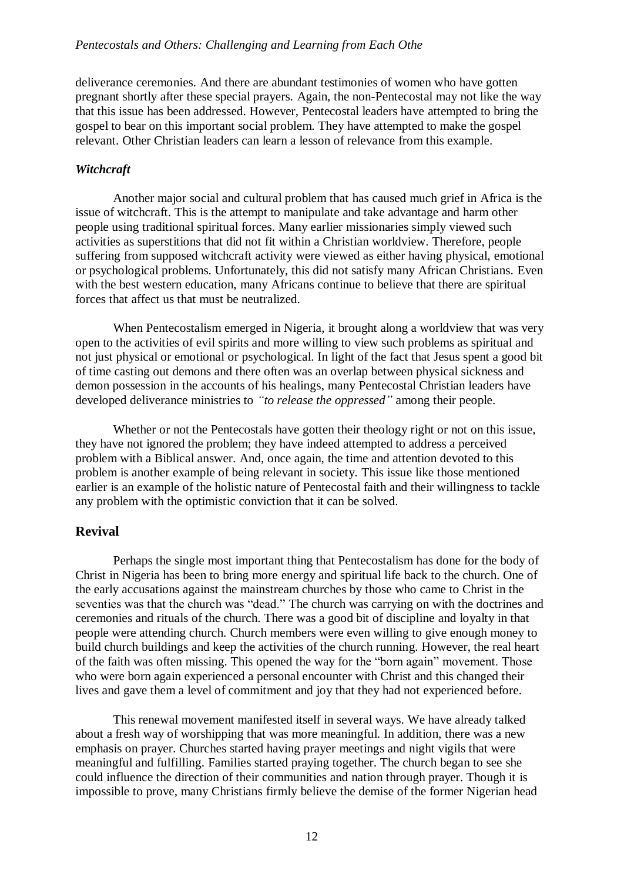deliverance ceremonies. And there are abundant testimonies of women who have gotten pregnant shortly after these special prayers. Again, the non-Pentecostal may not like the way that this issue has been addressed. However, Pentecostal leaders have attempted to bring the gospel to bear on this important social problem. They have attempted to make the gospel relevant. Other Christian leaders can learn a lesson of relevance from this example.

### *Witchcraft*

Another major social and cultural problem that has caused much grief in Africa is the issue of witchcraft. This is the attempt to manipulate and take advantage and harm other people using traditional spiritual forces. Many earlier missionaries simply viewed such activities as superstitions that did not fit within a Christian worldview. Therefore, people suffering from supposed witchcraft activity were viewed as either having physical, emotional or psychological problems. Unfortunately, this did not satisfy many African Christians. Even with the best western education, many Africans continue to believe that there are spiritual forces that affect us that must be neutralized.

When Pentecostalism emerged in Nigeria, it brought along a worldview that was very open to the activities of evil spirits and more willing to view such problems as spiritual and not just physical or emotional or psychological. In light of the fact that Jesus spent a good bit of time casting out demons and there often was an overlap between physical sickness and demon possession in the accounts of his healings, many Pentecostal Christian leaders have developed deliverance ministries to *"to release the oppressed"* among their people.

Whether or not the Pentecostals have gotten their theology right or not on this issue, they have not ignored the problem; they have indeed attempted to address a perceived problem with a Biblical answer. And, once again, the time and attention devoted to this problem is another example of being relevant in society. This issue like those mentioned earlier is an example of the holistic nature of Pentecostal faith and their willingness to tackle any problem with the optimistic conviction that it can be solved.

## Revival

Perhaps the single most important thing that Pentecostalism has done for the body of Christ in Nigeria has been to bring more energy and spiritual life back to the church. One of the early accusations against the mainstream churches by those who came to Christ in the seventies was that the church was "dead." The church was carrying on with the doctrines and ceremonies and rituals of the church. There was a good bit of discipline and loyalty in that people were attending church. Church members were even willing to give enough money to build church buildings and keep the activities of the church running. However, the real heart of the faith was often missing. This opened the way for the "born again" movement. Those who were born again experienced a personal encounter with Christ and this changed their lives and gave them a level of commitment and joy that they had not experienced before.

This renewal movement manifested itself in several ways. We have already talked about a fresh way of worshipping that was more meaningful. In addition, there was a new emphasis on prayer. Churches started having prayer meetings and night vigils that were meaningful and fulfilling. Families started praying together. The church began to see she could influence the direction of their communities and nation through prayer. Though it is impossible to prove, many Christians firmly believe the demise of the former Nigerian head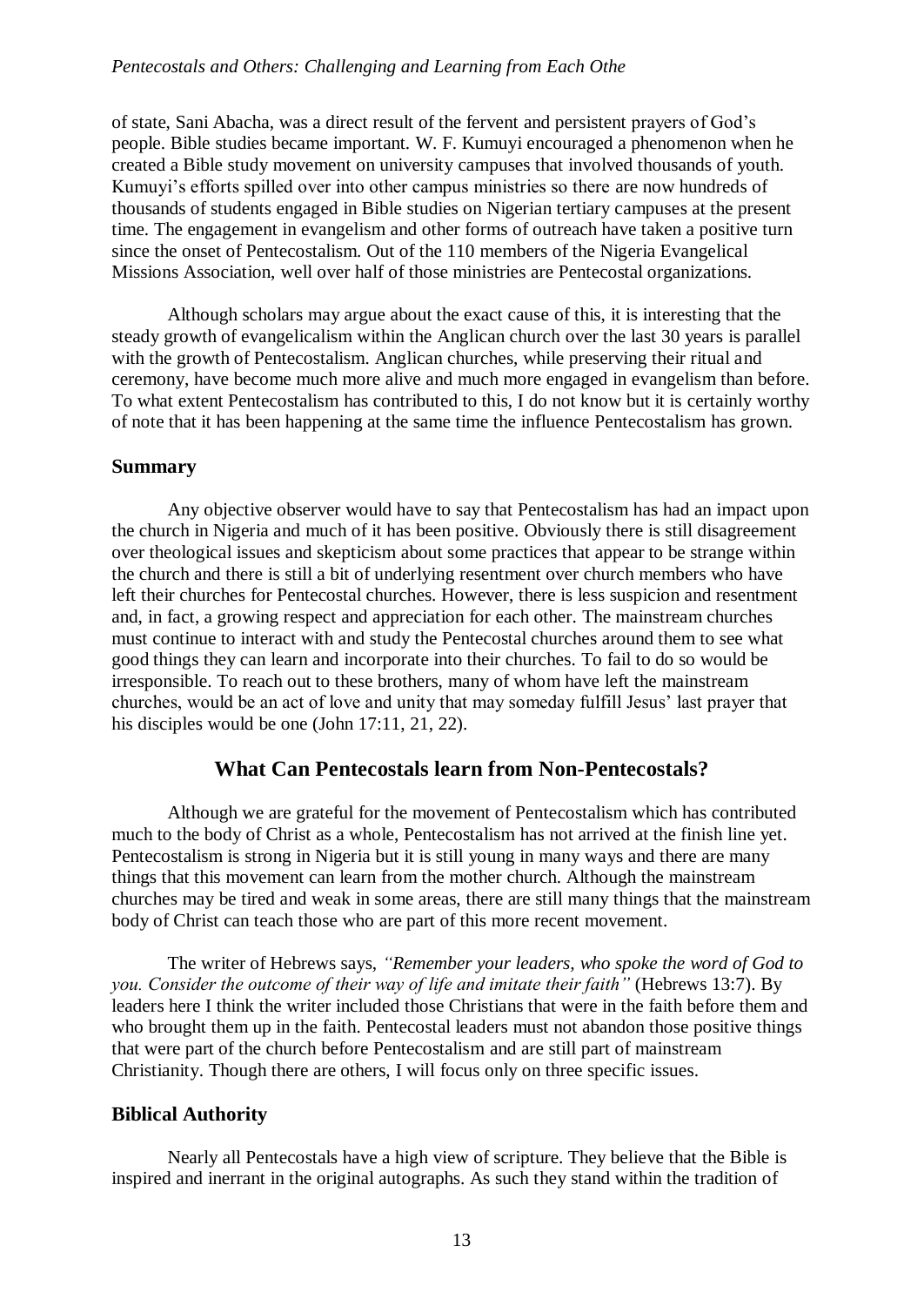of state, Sani Abacha, was a direct result of the fervent and persistent prayers of God's people. Bible studies became important. W. F. Kumuyi encouraged a phenomenon when he created a Bible study movement on university campuses that involved thousands of youth. Kumuyi's efforts spilled over into other campus ministries so there are now hundreds of thousands of students engaged in Bible studies on Nigerian tertiary campuses at the present time. The engagement in evangelism and other forms of outreach have taken a positive turn since the onset of Pentecostalism. Out of the 110 members of the Nigeria Evangelical Missions Association, well over half of those ministries are Pentecostal organizations.

Although scholars may argue about the exact cause of this, it is interesting that the steady growth of evangelicalism within the Anglican church over the last 30 years is parallel with the growth of Pentecostalism. Anglican churches, while preserving their ritual and ceremony, have become much more alive and much more engaged in evangelism than before. To what extent Pentecostalism has contributed to this, I do not know but it is certainly worthy of note that it has been happening at the same time the influence Pentecostalism has grown.

### Summary

Any objective observer would have to say that Pentecostalism has had an impact upon the church in Nigeria and much of it has been positive. Obviously there is still disagreement over theological issues and skepticism about some practices that appear to be strange within the church and there is still a bit of underlying resentment over church members who have left their churches for Pentecostal churches. However, there is less suspicion and resentment and, in fact, a growing respect and appreciation for each other. The mainstream churches must continue to interact with and study the Pentecostal churches around them to see what good things they can learn and incorporate into their churches. To fail to do so would be irresponsible. To reach out to these brothers, many of whom have left the mainstream churches, would be an act of love and unity that may someday fulfill Jesus' last prayer that his disciples would be one (John 17:11, 21, 22).

## What Can Pentecostals learn from Non-Pentecostals?

Although we are grateful for the movement of Pentecostalism which has contributed much to the body of Christ as a whole, Pentecostalism has not arrived at the finish line yet. Pentecostalism is strong in Nigeria but it is still young in many ways and there are many things that this movement can learn from the mother church. Although the mainstream churches may be tired and weak in some areas, there are still many things that the mainstream body of Christ can teach those who are part of this more recent movement.

The writer of Hebrews says, *"Remember your leaders, who spoke the word of God to you. Consider the outcome of their way of life and imitate their faith"* (Hebrews 13:7). By leaders here I think the writer included those Christians that were in the faith before them and who brought them up in the faith. Pentecostal leaders must not abandon those positive things that were part of the church before Pentecostalism and are still part of mainstream Christianity. Though there are others, I will focus only on three specific issues.

### Biblical Authority

Nearly all Pentecostals have a high view of scripture. They believe that the Bible is inspired and inerrant in the original autographs. As such they stand within the tradition of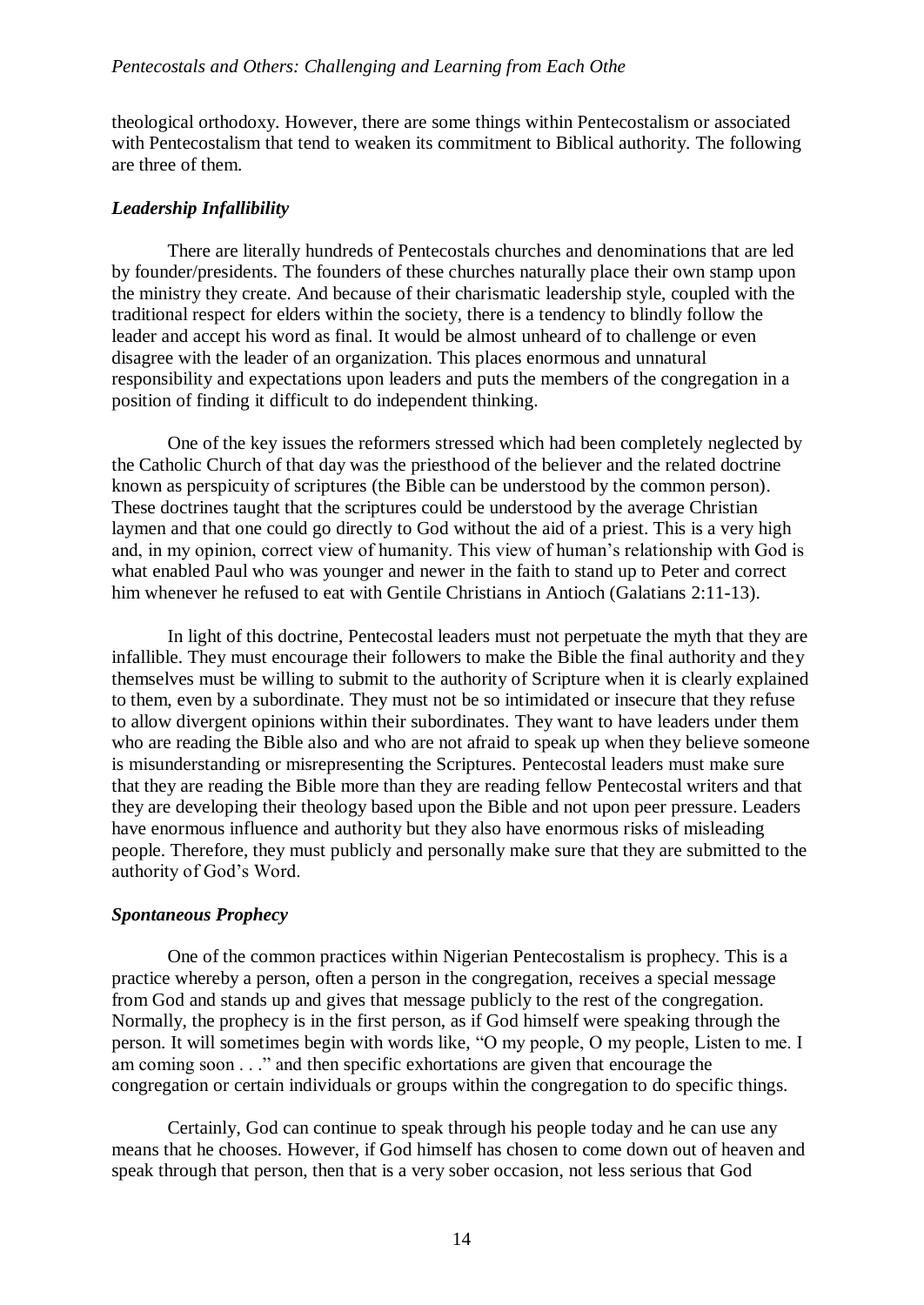theological orthodoxy. However, there are some things within Pentecostalism or associated with Pentecostalism that tend to weaken its commitment to Biblical authority. The following are three of them.

### *Leadership Infallibility*

There are literally hundreds of Pentecostals churches and denominations that are led by founder/presidents. The founders of these churches naturally place their own stamp upon the ministry they create. And because of their charismatic leadership style, coupled with the traditional respect for elders within the society, there is a tendency to blindly follow the leader and accept his word as final. It would be almost unheard of to challenge or even disagree with the leader of an organization. This places enormous and unnatural responsibility and expectations upon leaders and puts the members of the congregation in a position of finding it difficult to do independent thinking.

One of the key issues the reformers stressed which had been completely neglected by the Catholic Church of that day was the priesthood of the believer and the related doctrine known as perspicuity of scriptures (the Bible can be understood by the common person). These doctrines taught that the scriptures could be understood by the average Christian laymen and that one could go directly to God without the aid of a priest. This is a very high and, in my opinion, correct view of humanity. This view of human's relationship with God is what enabled Paul who was younger and newer in the faith to stand up to Peter and correct him whenever he refused to eat with Gentile Christians in Antioch (Galatians 2:11-13).

In light of this doctrine, Pentecostal leaders must not perpetuate the myth that they are infallible. They must encourage their followers to make the Bible the final authority and they themselves must be willing to submit to the authority of Scripture when it is clearly explained to them, even by a subordinate. They must not be so intimidated or insecure that they refuse to allow divergent opinions within their subordinates. They want to have leaders under them who are reading the Bible also and who are not afraid to speak up when they believe someone is misunderstanding or misrepresenting the Scriptures. Pentecostal leaders must make sure that they are reading the Bible more than they are reading fellow Pentecostal writers and that they are developing their theology based upon the Bible and not upon peer pressure. Leaders have enormous influence and authority but they also have enormous risks of misleading people. Therefore, they must publicly and personally make sure that they are submitted to the authority of God's Word.

### *Spontaneous Prophecy*

One of the common practices within Nigerian Pentecostalism is prophecy. This is a practice whereby a person, often a person in the congregation, receives a special message from God and stands up and gives that message publicly to the rest of the congregation. Normally, the prophecy is in the first person, as if God himself were speaking through the person. It will sometimes begin with words like, "O my people, O my people, Listen to me. I am coming soon . . ." and then specific exhortations are given that encourage the congregation or certain individuals or groups within the congregation to do specific things.

Certainly, God can continue to speak through his people today and he can use any means that he chooses. However, if God himself has chosen to come down out of heaven and speak through that person, then that is a very sober occasion, not less serious that God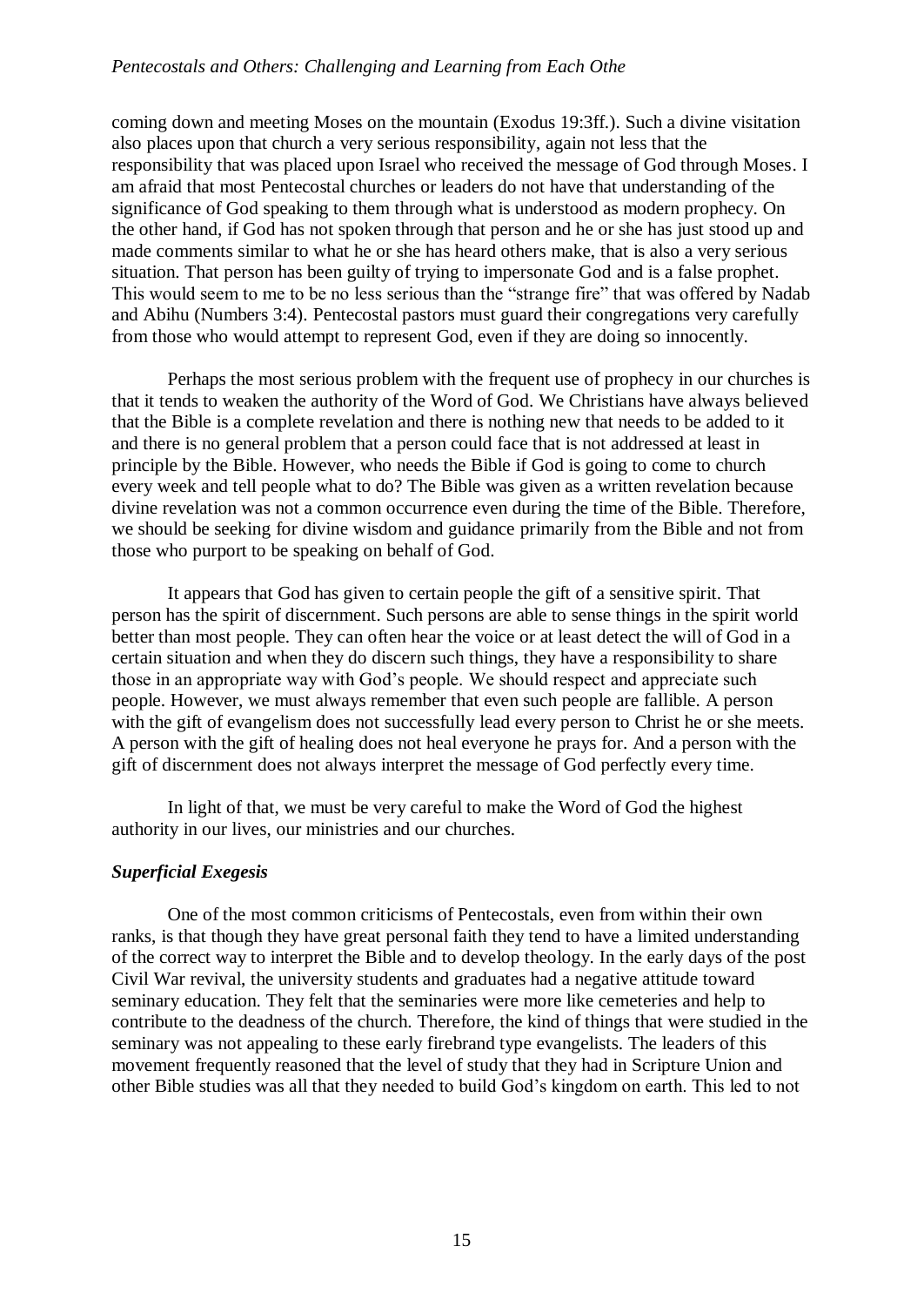coming down and meeting Moses on the mountain (Exodus 19:3ff.). Such a divine visitation also places upon that church a very serious responsibility, again not less that the responsibility that was placed upon Israel who received the message of God through Moses. I am afraid that most Pentecostal churches or leaders do not have that understanding of the significance of God speaking to them through what is understood as modern prophecy. On the other hand, if God has not spoken through that person and he or she has just stood up and made comments similar to what he or she has heard others make, that is also a very serious situation. That person has been guilty of trying to impersonate God and is a false prophet. This would seem to me to be no less serious than the "strange fire" that was offered by Nadab and Abihu (Numbers 3:4). Pentecostal pastors must guard their congregations very carefully from those who would attempt to represent God, even if they are doing so innocently.

Perhaps the most serious problem with the frequent use of prophecy in our churches is that it tends to weaken the authority of the Word of God. We Christians have always believed that the Bible is a complete revelation and there is nothing new that needs to be added to it and there is no general problem that a person could face that is not addressed at least in principle by the Bible. However, who needs the Bible if God is going to come to church every week and tell people what to do? The Bible was given as a written revelation because divine revelation was not a common occurrence even during the time of the Bible. Therefore, we should be seeking for divine wisdom and guidance primarily from the Bible and not from those who purport to be speaking on behalf of God.

It appears that God has given to certain people the gift of a sensitive spirit. That person has the spirit of discernment. Such persons are able to sense things in the spirit world better than most people. They can often hear the voice or at least detect the will of God in a certain situation and when they do discern such things, they have a responsibility to share those in an appropriate way with God's people. We should respect and appreciate such people. However, we must always remember that even such people are fallible. A person with the gift of evangelism does not successfully lead every person to Christ he or she meets. A person with the gift of healing does not heal everyone he prays for. And a person with the gift of discernment does not always interpret the message of God perfectly every time.

In light of that, we must be very careful to make the Word of God the highest authority in our lives, our ministries and our churches.

### *Superficial Exegesis*

One of the most common criticisms of Pentecostals, even from within their own ranks, is that though they have great personal faith they tend to have a limited understanding of the correct way to interpret the Bible and to develop theology. In the early days of the post Civil War revival, the university students and graduates had a negative attitude toward seminary education. They felt that the seminaries were more like cemeteries and help to contribute to the deadness of the church. Therefore, the kind of things that were studied in the seminary was not appealing to these early firebrand type evangelists. The leaders of this movement frequently reasoned that the level of study that they had in Scripture Union and other Bible studies was all that they needed to build God's kingdom on earth. This led to not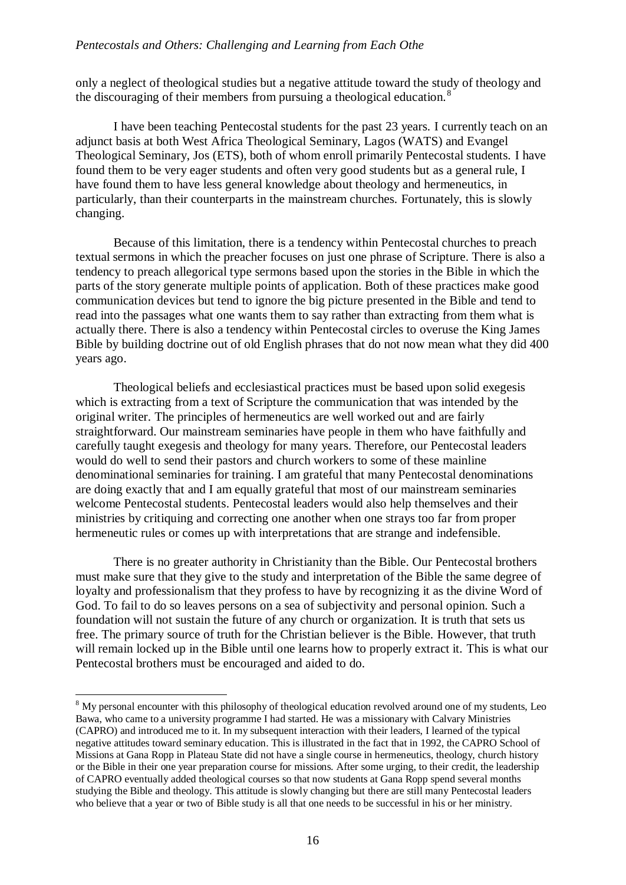only a neglect of theological studies but a negative attitude toward the study of theology and the discouraging of their members from pursuing a theological education.[8]

I have been teaching Pentecostal students for the past 23 years. I currently teach on an adjunct basis at both West Africa Theological Seminary, Lagos (WATS) and Evangel Theological Seminary, Jos (ETS), both of whom enroll primarily Pentecostal students. I have found them to be very eager students and often very good students but as a general rule, I have found them to have less general knowledge about theology and hermeneutics, in particular, than their counterparts in the mainstream churches. Fortunately, this is slowly changing.

Because of this limitation, there is a tendency within Pentecostal churches to preach textual sermons in which the preacher focuses on just one phrase of Scripture. There is also a tendency to preach allegorical type sermons based upon the stories in the Bible in which the parts of the story generate multiple points of application. Both of these practices make good communication devices but tend to ignore the big picture presented in the Bible and tend to read into the passages what one wants them to say rather than extracting from them what is actually there. There is also a tendency within Pentecostal circles to overuse the King James Bible by building doctrine out of old English phrases that do not now mean what they did 400 years ago.

Theological beliefs and ecclesiastical practices must be based upon solid exegesis which is extracting from a text of Scripture the communication that was intended by the original writer. The principles of hermeneutics are well worked out and are fairly straightforward. Our mainstream seminaries have people in them who have faithfully and carefully taught exegesis and theology for many years. Therefore, our Pentecostal leaders would do well to send their pastors and church workers to some of these mainline denominational seminaries for training. I am grateful that many Pentecostal denominations are doing exactly that and I am equally grateful that most of our mainstream seminaries welcome Pentecostal students. Pentecostal leaders would also help themselves and their ministries by critiquing and correcting one another when one strays too far from proper hermeneutic rules or comes up with interpretations that are strange and indefensible.

There is no greater authority in Christianity than the Bible. Our Pentecostal brothers must make sure that they give to the study and interpretation of the Bible the same degree of loyalty and professionalism that they profess to have by recognizing it as the divine Word of God. To fail to do so leaves persons on a sea of subjectivity and personal opinion. Such a foundation will not sustain the future of any church or organization. It is truth that sets us free. The primary source of truth for the Christian believer is the Bible. However, that truth will remain locked up in the Bible until one learns how to properly extract it. This is what our Pentecostal brothers must be encouraged and aided to do.

[8] My personal encounter with this philosophy of theological education revolved around one of my students, Leo Bawa, who came to a university programme I had started. He was a missionary with Calvary Ministries (CAPRO) and introduced me to it. In my subsequent interaction with their leaders, I learned of the typical negative attitudes toward seminary education. This is illustrated in the fact that in 1992, the CAPRO School of Missions at Gana Ropp in Plateau State did not have a single course in hermeneutics, theology, church history or the Bible in their one year preparation course for missions. After some urging, to their credit, the leadership of CAPRO eventually added theological courses so that now students at Gana Ropp spend several months studying the Bible and theology. This attitude is slowly changing but there are still many Pentecostal leaders who believe that a year or two of Bible study is all that one needs to be successful in his or her ministry.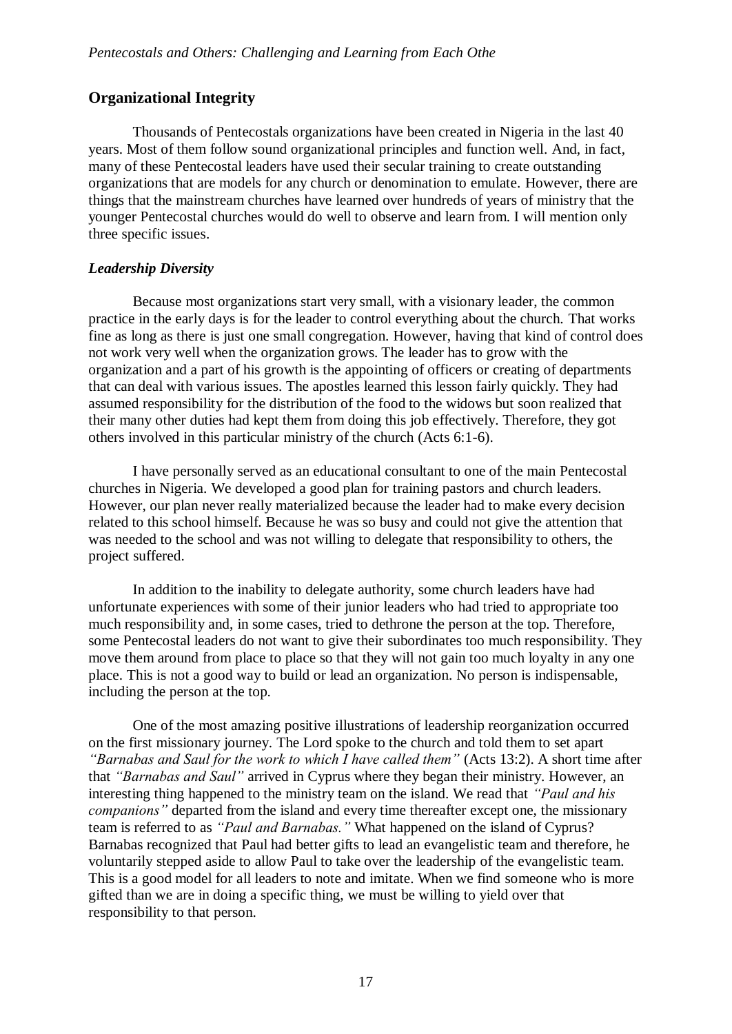## Organizational Integrity

Thousands of Pentecostals organizations have been created in Nigeria in the last 40 years. Most of them follow sound organizational principles and function well. And, in fact, many of these Pentecostal leaders have used their secular training to create outstanding organizations that are models for any church or denomination to emulate. However, there are things that the mainstream churches have learned over hundreds of years of ministry that the younger Pentecostal churches would do well to observe and learn from. I will mention only three specific issues.

### *Leadership Diversity*

Because most organizations start very small, with a visionary leader, the common practice in the early days is for the leader to control everything about the church. That works fine as long as there is just one small congregation. However, having that kind of control does not work very well when the organization grows. The leader has to grow with the organization and a part of his growth is the appointing of officers or creating of departments that can deal with various issues. The apostles learned this lesson fairly quickly. They had assumed responsibility for the distribution of the food to the widows but soon realized that their many other duties had kept them from doing this job effectively. Therefore, they got others involved in this particular ministry of the church (Acts 6:1-6).

I have personally served as an educational consultant to one of the main Pentecostal churches in Nigeria. We developed a good plan for training pastors and church leaders. However, our plan never really materialized because the leader had to make every decision related to this school himself. Because he was so busy and could not give the attention that was needed to the school and was not willing to delegate that responsibility to others, the project suffered.

In addition to the inability to delegate authority, some church leaders have had unfortunate experiences with some of their junior leaders who had tried to appropriate too much responsibility and, in some cases, tried to dethrone the person at the top. Therefore, some Pentecostal leaders do not want to give their subordinates too much responsibility. They move them around from place to place so that they will not gain too much loyalty in any one place. This is not a good way to build or lead an organization. No person is indispensable, including the person at the top.

One of the most amazing positive illustrations of leadership reorganization occurred on the first missionary journey. The Lord spoke to the church and told them to set apart *"Barnabas and Saul for the work to which I have called them"* (Acts 13:2). A short time after that *"Barnabas and Saul"* arrived in Cyprus where they began their ministry. However, an interesting thing happened to the ministry team on the island. We read that *"Paul and his companions"* departed from the island and every time thereafter except one, the missionary team is referred to as *"Paul and Barnabas."* What happened on the island of Cyprus? Barnabas recognized that Paul had better gifts to lead an evangelistic team and therefore, he voluntarily stepped aside to allow Paul to take over the leadership of the evangelistic team. This is a good model for all leaders to note and imitate. When we find someone who is more gifted than we are in doing a specific thing, we must be willing to yield over that responsibility to that person.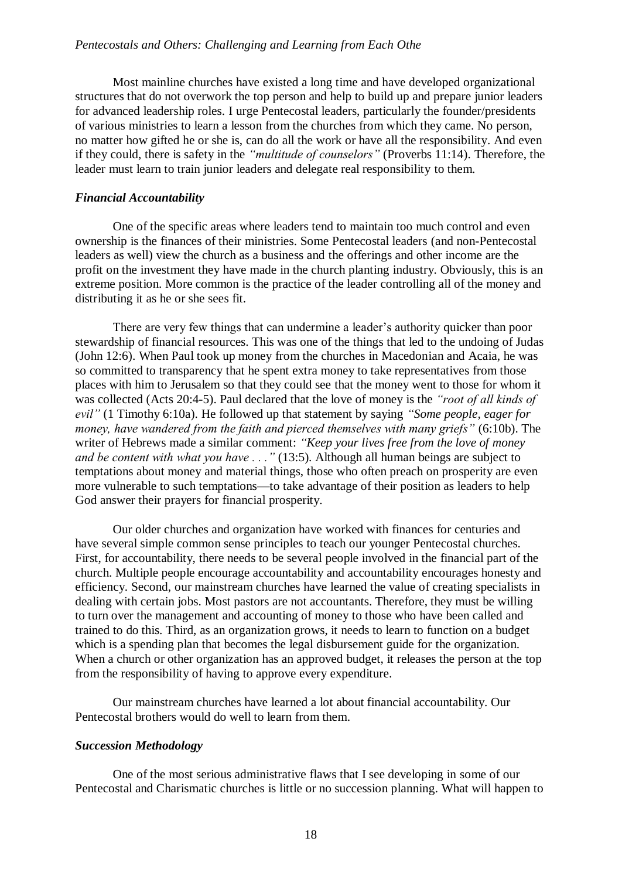Most mainline churches have existed a long time and have developed organizational structures that do not overwork the top person and help to build up and prepare junior leaders for advanced leadership roles. I urge Pentecostal leaders, particularly the founder/presidents of various ministries to learn a lesson from the churches from which they came. No person, no matter how gifted he or she is, can do all the work or have all the responsibility. And even if they could, there is safety in the *"multitude of counselors"* (Proverbs 11:14). Therefore, the leader must learn to train junior leaders and delegate real responsibility to them.

### *Financial Accountability*

One of the specific areas where leaders tend to maintain too much control and even ownership is the finances of their ministries. Some Pentecostal leaders (and non-Pentecostal leaders as well) view the church as a business and the offerings and other income are the profit on the investment they have made in the church planting industry. Obviously, this is an extreme position. More common is the practice of the leader controlling all of the money and distributing it as he or she sees fit.

There are very few things that can undermine a leader's authority quicker than poor stewardship of financial resources. This was one of the things that led to the undoing of Judas (John 12:6). When Paul took up money from the churches in Macedonian and Acaia, he was so committed to transparency that he spent extra money to take representatives from those places with him to Jerusalem so that they could see that the money went to those for whom it was collected (Acts 20:4-5). Paul declared that the love of money is the *"root of all kinds of evil"* (1 Timothy 6:10a). He followed up that statement by saying *"Some people, eager for money, have wandered from the faith and pierced themselves with many griefs"* (6:10b). The writer of Hebrews made a similar comment: *"Keep your lives free from the love of money and be content with what you have . . ."* (13:5). Although all human beings are subject to temptations about money and material things, those who often preach on prosperity are even more vulnerable to such temptations—to take advantage of their position as leaders to help God answer their prayers for financial prosperity.

Our older churches and organization have worked with finances for centuries and have several simple common sense principles to teach our younger Pentecostal churches. First, for accountability, there needs to be several people involved in the financial part of the church. Multiple people encourage accountability and accountability encourages honesty and efficiency. Second, our mainstream churches have learned the value of creating specialists in dealing with certain jobs. Most pastors are not accountants. Therefore, they must be willing to turn over the management and accounting of money to those who have been called and trained to do this. Third, as an organization grows, it needs to learn to function on a budget which is a spending plan that becomes the legal disbursement guide for the organization. When a church or other organization has an approved budget, it releases the person at the top from the responsibility of having to approve every expenditure.

Our mainstream churches have learned a lot about financial accountability. Our Pentecostal brothers would do well to learn from them.

### *Succession Methodology*

One of the most serious administrative flaws that I see developing in some of our Pentecostal and Charismatic churches is little or no succession planning. What will happen to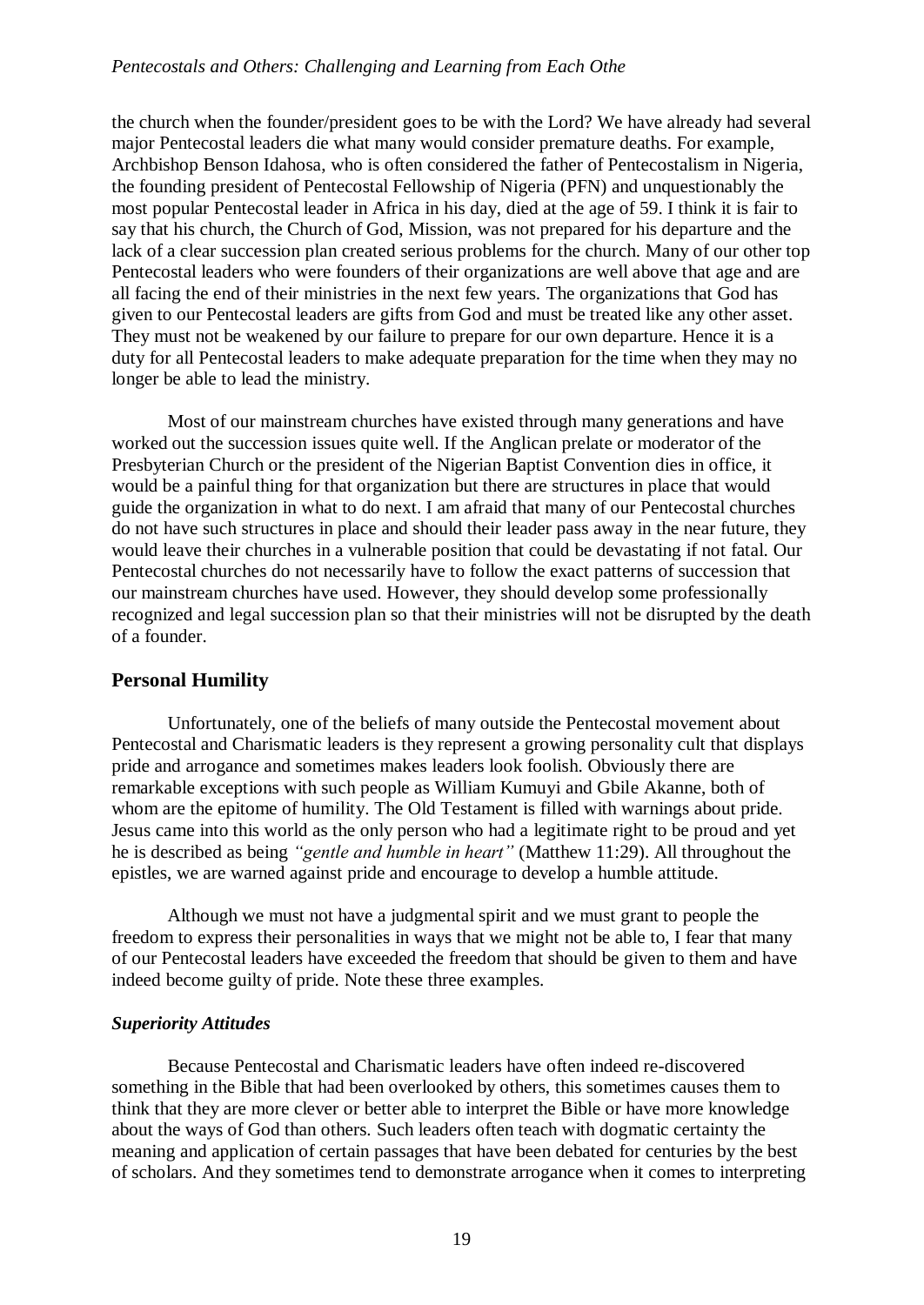the church when the founder/president goes to be with the Lord? We have already had several major Pentecostal leaders die what many would consider premature deaths. For example, Archbishop Benson Idahosa, who is often considered the father of Pentecostalism in Nigeria, the founding president of Pentecostal Fellowship of Nigeria (PFN) and unquestionably the most popular Pentecostal leader in Africa in his day, died at the age of 59. I think it is fair to say that his church, the Church of God, Mission, was not prepared for his departure and the lack of a clear succession plan created serious problems for the church. Many of our other top Pentecostal leaders who were founders of their organizations are well above that age and are all facing the end of their ministries in the next few years. The organizations that God has given to our Pentecostal leaders are gifts from God and must be treated like any other asset. They must not be weakened by our failure to prepare for our own departure. Hence it is a duty for all Pentecostal leaders to make adequate preparation for the time when they may no longer be able to lead the ministry.

Most of our mainstream churches have existed through many generations and have worked out the succession issues quite well. If the Anglican prelate or moderator of the Presbyterian Church or the president of the Nigerian Baptist Convention dies in office, it would be a painful thing for that organization but there are structures in place that would guide the organization in what to do next. I am afraid that many of our Pentecostal churches do not have such structures in place and should their leader pass away in the near future, they would leave their churches in a vulnerable position that could be devastating if not fatal. Our Pentecostal churches do not necessarily have to follow the exact patterns of succession that our mainstream churches have used. However, they should develop some professionally recognized and legal succession plan so that their ministries will not be disrupted by the death of a founder.

## Personal Humility

Unfortunately, one of the beliefs of many outside the Pentecostal movement about Pentecostal and Charismatic leaders is they represent a growing personality cult that displays pride and arrogance and sometimes makes leaders look foolish. Obviously there are remarkable exceptions with such people as William Kumuyi and Gbile Akanne, both of whom are the epitome of humility. The Old Testament is filled with warnings about pride. Jesus came into this world as the only person who had a legitimate right to be proud and yet he is described as being *"gentle and humble in heart"* (Matthew 11:29). All throughout the epistles, we are warned against pride and encourage to develop a humble attitude.

Although we must not have a judgmental spirit and we must grant to people the freedom to express their personalities in ways that we might not be able to, I fear that many of our Pentecostal leaders have exceeded the freedom that should be given to them and have indeed become guilty of pride. Note these three examples.

### *Superiority Attitudes*

Because Pentecostal and Charismatic leaders have often indeed re-discovered something in the Bible that had been overlooked by others, this sometimes causes them to think that they are more clever or better able to interpret the Bible or have more knowledge about the ways of God than others. Such leaders often teach with dogmatic certainty the meaning and application of certain passages that have been debated for centuries by the best of scholars. And they sometimes tend to demonstrate arrogance when it comes to interpreting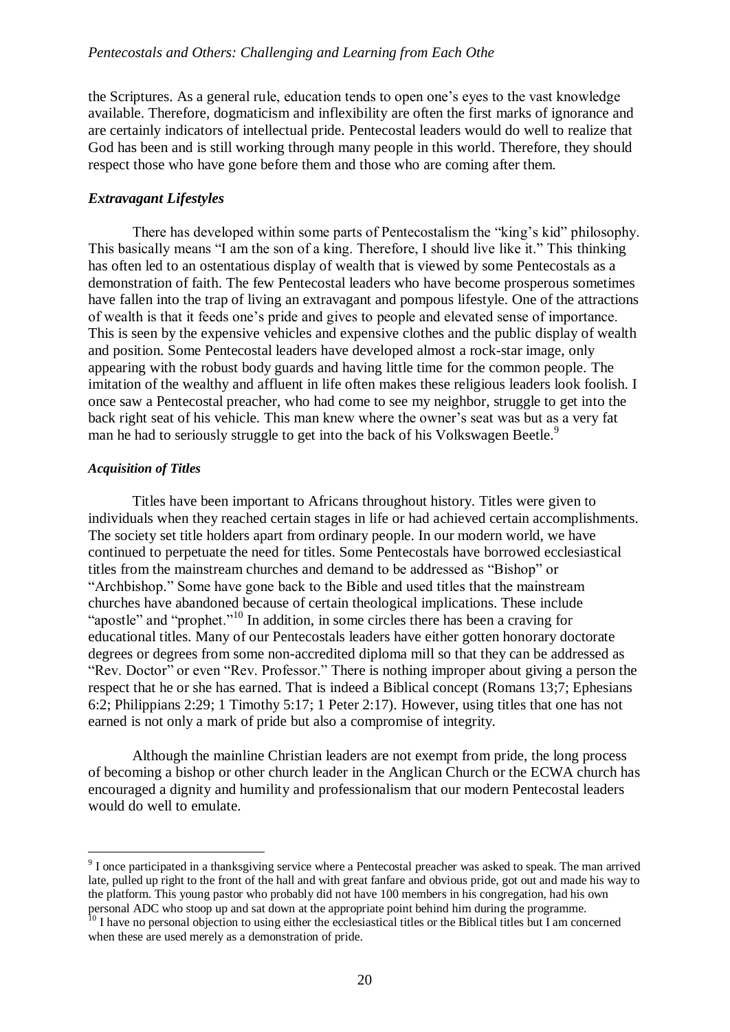the Scriptures. As a general rule, education tends to open one's eyes to the vast knowledge available. Therefore, dogmaticism and inflexibility are often the first marks of ignorance and are certainly indicators of intellectual pride. Pentecostal leaders would do well to realize that God has been and is still working through many people in this world. Therefore, they should respect those who have gone before them and those who are coming after them.

### *Extravagant Lifestyles*

There has developed within some parts of Pentecostalism the "king's kid" philosophy. This basically means "I am the son of a king. Therefore, I should live like it." This thinking has often led to an ostentatious display of wealth that is viewed by some Pentecostals as a demonstration of faith. The few Pentecostal leaders who have become prosperous sometimes have fallen into the trap of living an extravagant and pompous lifestyle. One of the attractions of wealth is that it feeds one's pride and gives to people and elevated sense of importance. This is seen by the expensive vehicles and expensive clothes and the public display of wealth and position. Some Pentecostal leaders have developed almost a rock-star image, only appearing with the robust body guards and having little time for the common people. The imitation of the wealthy and affluent in life often makes these religious leaders look foolish. I once saw a Pentecostal preacher, who had come to see my neighbor, struggle to get into the back right seat of his vehicle. This man knew where the owner's seat was but as a very fat man he had to seriously struggle to get into the back of his Volkswagen Beetle.[9]

### *Acquisition of Titles*

Titles have been important to Africans throughout history. Titles were given to individuals when they reached certain stages in life or had achieved certain accomplishments. The society set title holders apart from ordinary people. In our modern world, we have continued to perpetuate the need for titles. Some Pentecostals have borrowed ecclesiastical titles from the mainstream churches and demand to be addressed as "Bishop" or "Archbishop." Some have gone back to the Bible and used titles that the mainstream churches have abandoned because of certain theological implications. These include "apostle" and "prophet."[10] In addition, in some circles there has been a craving for educational titles. Many of our Pentecostals leaders have either gotten honorary doctorate degrees or degrees from some non-accredited diploma mill so that they can be addressed as "Rev. Doctor" or even "Rev. Professor." There is nothing improper about giving a person the respect that he or she has earned. That is indeed a Biblical concept (Romans 13;7; Ephesians 6:2; Philippians 2:29; 1 Timothy 5:17; 1 Peter 2:17). However, using titles that one has not earned is not only a mark of pride but also a compromise of integrity.

Although the mainline Christian leaders are not exempt from pride, the long process of becoming a bishop or other church leader in the Anglican Church or the ECWA church has encouraged a dignity and humility and professionalism that our modern Pentecostal leaders would do well to emulate.

---

[9] I once participated in a thanksgiving service where a Pentecostal preacher was asked to speak. The man arrived late, pulled up right to the front of the hall and with great fanfare and obvious pride, got out and made his way to the platform. This young pastor who probably did not have 100 members in his congregation, had his own personal ADC who stoop up and sat down at the appropriate point behind him during the programme.

[10] I have no personal objection to using either the ecclesiastical titles or the Biblical titles but I am concerned when these are used merely as a demonstration of pride.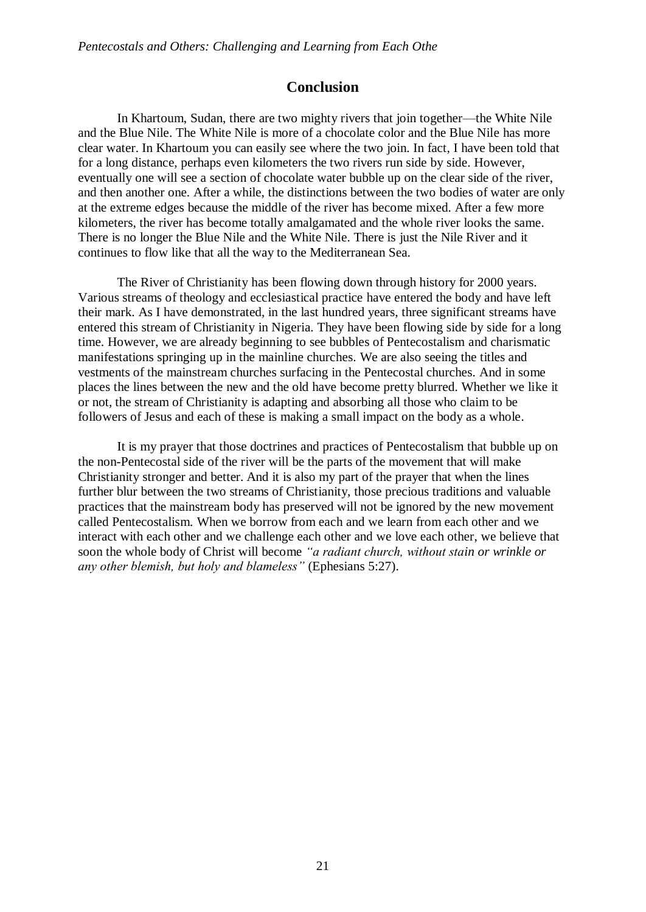## Conclusion

In Khartoum, Sudan, there are two mighty rivers that join together—the White Nile and the Blue Nile. The White Nile is more of a chocolate color and the Blue Nile has more clear water. In Khartoum you can easily see where the two join. In fact, I have been told that for a long distance, perhaps even kilometers the two rivers run side by side. However, eventually one will see a section of chocolate water bubble up on the clear side of the river, and then another one. After a while, the distinctions between the two bodies of water are only at the extreme edges because the middle of the river has become mixed. After a few more kilometers, the river has become totally amalgamated and the whole river looks the same. There is no longer the Blue Nile and the White Nile. There is just the Nile River and it continues to flow like that all the way to the Mediterranean Sea.

The River of Christianity has been flowing down through history for 2000 years. Various streams of theology and ecclesiastical practice have entered the body and have left their mark. As I have demonstrated, in the last hundred years, three significant streams have entered this stream of Christianity in Nigeria. They have been flowing side by side for a long time. However, we are already beginning to see bubbles of Pentecostalism and charismatic manifestations springing up in the mainline churches. We are also seeing the titles and vestments of the mainstream churches surfacing in the Pentecostal churches. And in some places the lines between the new and the old have become pretty blurred. Whether we like it or not, the stream of Christianity is adapting and absorbing all those who claim to be followers of Jesus and each of these is making a small impact on the body as a whole.

It is my prayer that those doctrines and practices of Pentecostalism that bubble up on the non-Pentecostal side of the river will be the parts of the movement that will make Christianity stronger and better. And it is also my part of the prayer that when the lines further blur between the two streams of Christianity, those precious traditions and valuable practices that the mainstream body has preserved will not be ignored by the new movement called Pentecostalism. When we borrow from each and we learn from each other and we interact with each other and we challenge each other and we love each other, we believe that soon the whole body of Christ will become *"a radiant church, without stain or wrinkle or any other blemish, but holy and blameless"* (Ephesians 5:27).